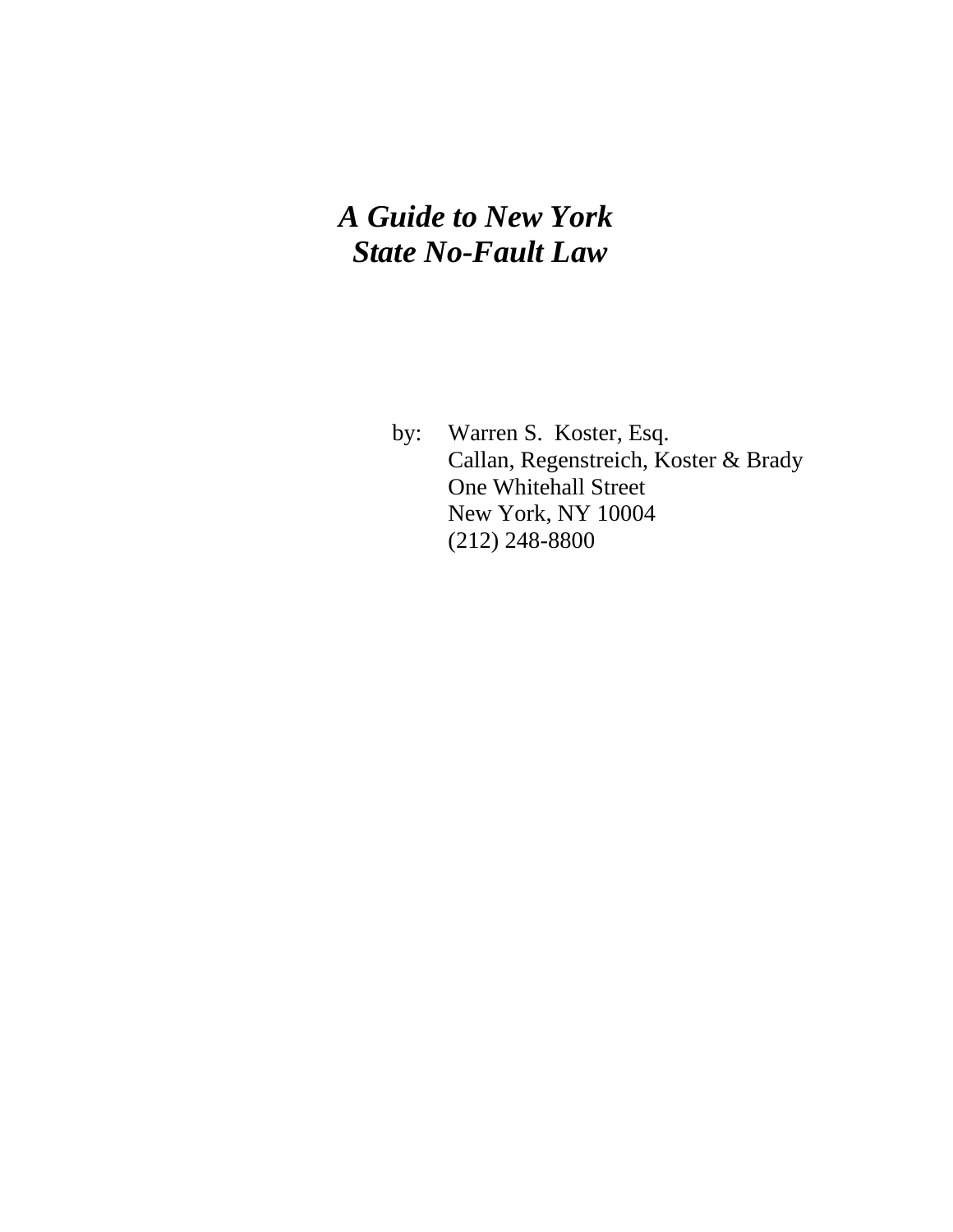# *A Guide to New York State No-Fault Law*

by: Warren S. Koster, Esq.
Callan, Regenstreich, Koster & Brady
One Whitehall Street
New York, NY 10004
(212) 248-8800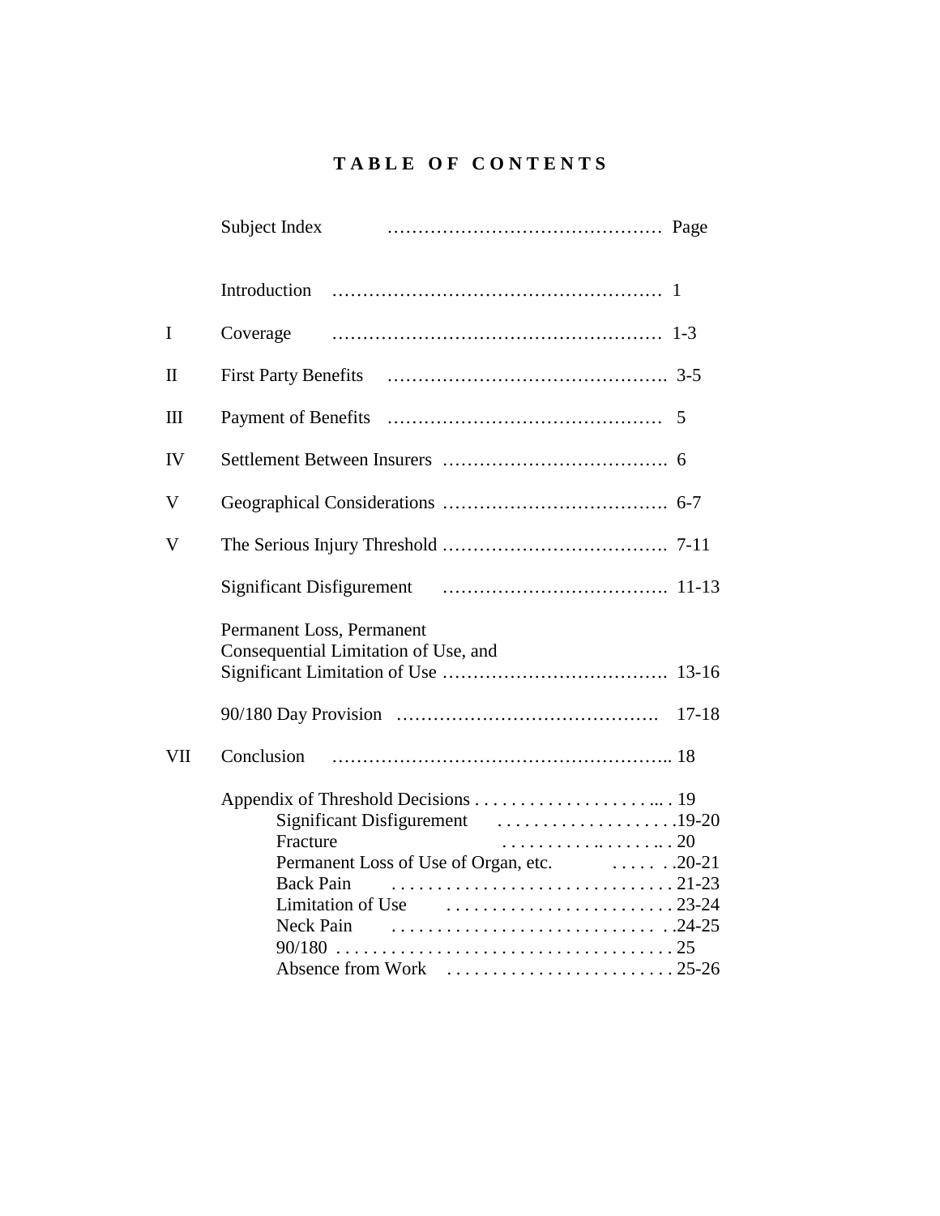# TABLE OF CONTENTS

| | Subject Index | Page |
|---|---|---|
| | Introduction | 1 |
| I | Coverage | 1-3 |
| II | First Party Benefits | 3-5 |
| III | Payment of Benefits | 5 |
| IV | Settlement Between Insurers | 6 |
| V | Geographical Considerations | 6-7 |
| V | The Serious Injury Threshold | 7-11 |
| | Significant Disfigurement | 11-13 |
| | Permanent Loss, Permanent Consequential Limitation of Use, and Significant Limitation of Use | 13-16 |
| | 90/180 Day Provision | 17-18 |
| VII | Conclusion | 18 |
| | Appendix of Threshold Decisions | 19 |
| | Significant Disfigurement | 19-20 |
| | Fracture | 20 |
| | Permanent Loss of Use of Organ, etc. | 20-21 |
| | Back Pain | 21-23 |
| | Limitation of Use | 23-24 |
| | Neck Pain | 24-25 |
| | 90/180 | 25 |
| | Absence from Work | 25-26 |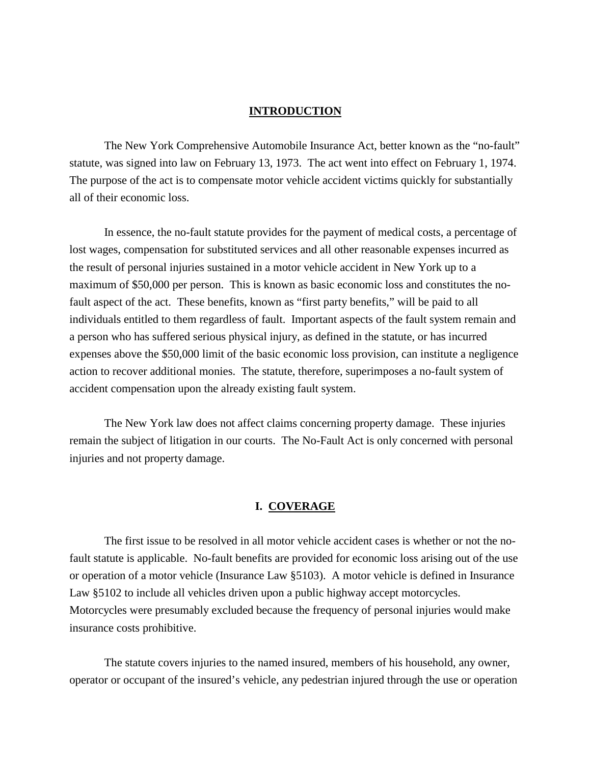## INTRODUCTION

The New York Comprehensive Automobile Insurance Act, better known as the "no-fault" statute, was signed into law on February 13, 1973. The act went into effect on February 1, 1974. The purpose of the act is to compensate motor vehicle accident victims quickly for substantially all of their economic loss.

In essence, the no-fault statute provides for the payment of medical costs, a percentage of lost wages, compensation for substituted services and all other reasonable expenses incurred as the result of personal injuries sustained in a motor vehicle accident in New York up to a maximum of $50,000 per person. This is known as basic economic loss and constitutes the no-fault aspect of the act. These benefits, known as "first party benefits," will be paid to all individuals entitled to them regardless of fault. Important aspects of the fault system remain and a person who has suffered serious physical injury, as defined in the statute, or has incurred expenses above the $50,000 limit of the basic economic loss provision, can institute a negligence action to recover additional monies. The statute, therefore, superimposes a no-fault system of accident compensation upon the already existing fault system.

The New York law does not affect claims concerning property damage. These injuries remain the subject of litigation in our courts. The No-Fault Act is only concerned with personal injuries and not property damage.

## I. COVERAGE

The first issue to be resolved in all motor vehicle accident cases is whether or not the no-fault statute is applicable. No-fault benefits are provided for economic loss arising out of the use or operation of a motor vehicle (Insurance Law §5103). A motor vehicle is defined in Insurance Law §5102 to include all vehicles driven upon a public highway accept motorcycles. Motorcycles were presumably excluded because the frequency of personal injuries would make insurance costs prohibitive.

The statute covers injuries to the named insured, members of his household, any owner, operator or occupant of the insured's vehicle, any pedestrian injured through the use or operation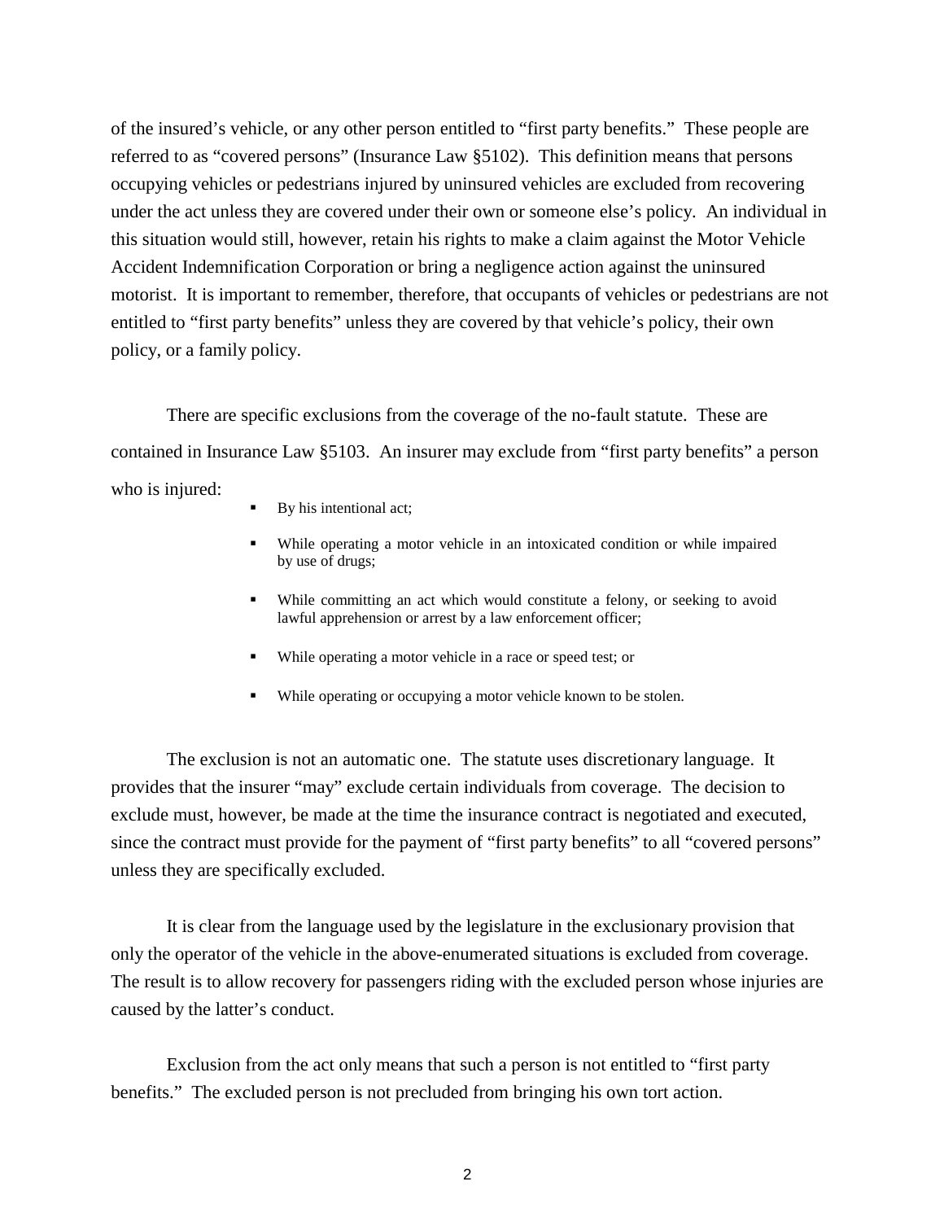of the insured's vehicle, or any other person entitled to "first party benefits." These people are referred to as "covered persons" (Insurance Law §5102). This definition means that persons occupying vehicles or pedestrians injured by uninsured vehicles are excluded from recovering under the act unless they are covered under their own or someone else's policy. An individual in this situation would still, however, retain his rights to make a claim against the Motor Vehicle Accident Indemnification Corporation or bring a negligence action against the uninsured motorist. It is important to remember, therefore, that occupants of vehicles or pedestrians are not entitled to "first party benefits" unless they are covered by that vehicle's policy, their own policy, or a family policy.

There are specific exclusions from the coverage of the no-fault statute. These are contained in Insurance Law §5103. An insurer may exclude from "first party benefits" a person who is injured:

- By his intentional act;
- While operating a motor vehicle in an intoxicated condition or while impaired by use of drugs;
- While committing an act which would constitute a felony, or seeking to avoid lawful apprehension or arrest by a law enforcement officer;
- While operating a motor vehicle in a race or speed test; or
- While operating or occupying a motor vehicle known to be stolen.

The exclusion is not an automatic one. The statute uses discretionary language. It provides that the insurer "may" exclude certain individuals from coverage. The decision to exclude must, however, be made at the time the insurance contract is negotiated and executed, since the contract must provide for the payment of "first party benefits" to all "covered persons" unless they are specifically excluded.

It is clear from the language used by the legislature in the exclusionary provision that only the operator of the vehicle in the above-enumerated situations is excluded from coverage. The result is to allow recovery for passengers riding with the excluded person whose injuries are caused by the latter's conduct.

Exclusion from the act only means that such a person is not entitled to "first party benefits." The excluded person is not precluded from bringing his own tort action.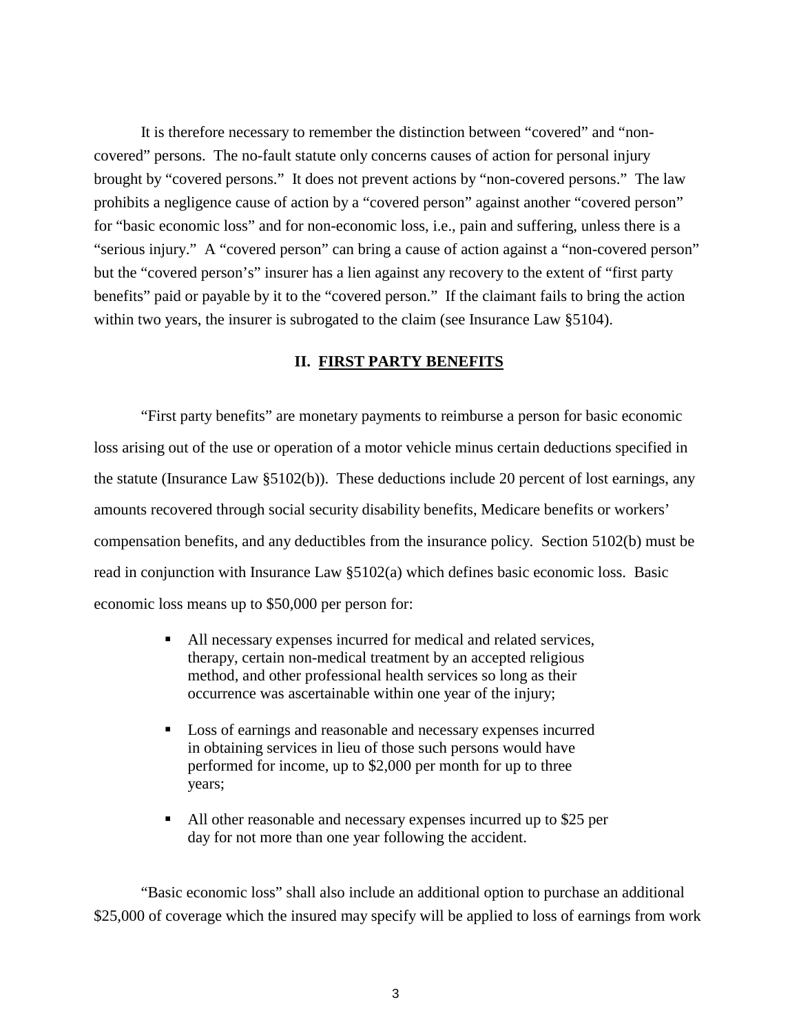It is therefore necessary to remember the distinction between "covered" and "non-covered" persons. The no-fault statute only concerns causes of action for personal injury brought by "covered persons." It does not prevent actions by "non-covered persons." The law prohibits a negligence cause of action by a "covered person" against another "covered person" for "basic economic loss" and for non-economic loss, i.e., pain and suffering, unless there is a "serious injury." A "covered person" can bring a cause of action against a "non-covered person" but the "covered person's" insurer has a lien against any recovery to the extent of "first party benefits" paid or payable by it to the "covered person." If the claimant fails to bring the action within two years, the insurer is subrogated to the claim (see Insurance Law §5104).

## II. FIRST PARTY BENEFITS

"First party benefits" are monetary payments to reimburse a person for basic economic loss arising out of the use or operation of a motor vehicle minus certain deductions specified in the statute (Insurance Law §5102(b)). These deductions include 20 percent of lost earnings, any amounts recovered through social security disability benefits, Medicare benefits or workers' compensation benefits, and any deductibles from the insurance policy. Section 5102(b) must be read in conjunction with Insurance Law §5102(a) which defines basic economic loss. Basic economic loss means up to $50,000 per person for:

- All necessary expenses incurred for medical and related services, therapy, certain non-medical treatment by an accepted religious method, and other professional health services so long as their occurrence was ascertainable within one year of the injury;
- Loss of earnings and reasonable and necessary expenses incurred in obtaining services in lieu of those such persons would have performed for income, up to $2,000 per month for up to three years;
- All other reasonable and necessary expenses incurred up to $25 per day for not more than one year following the accident.

"Basic economic loss" shall also include an additional option to purchase an additional $25,000 of coverage which the insured may specify will be applied to loss of earnings from work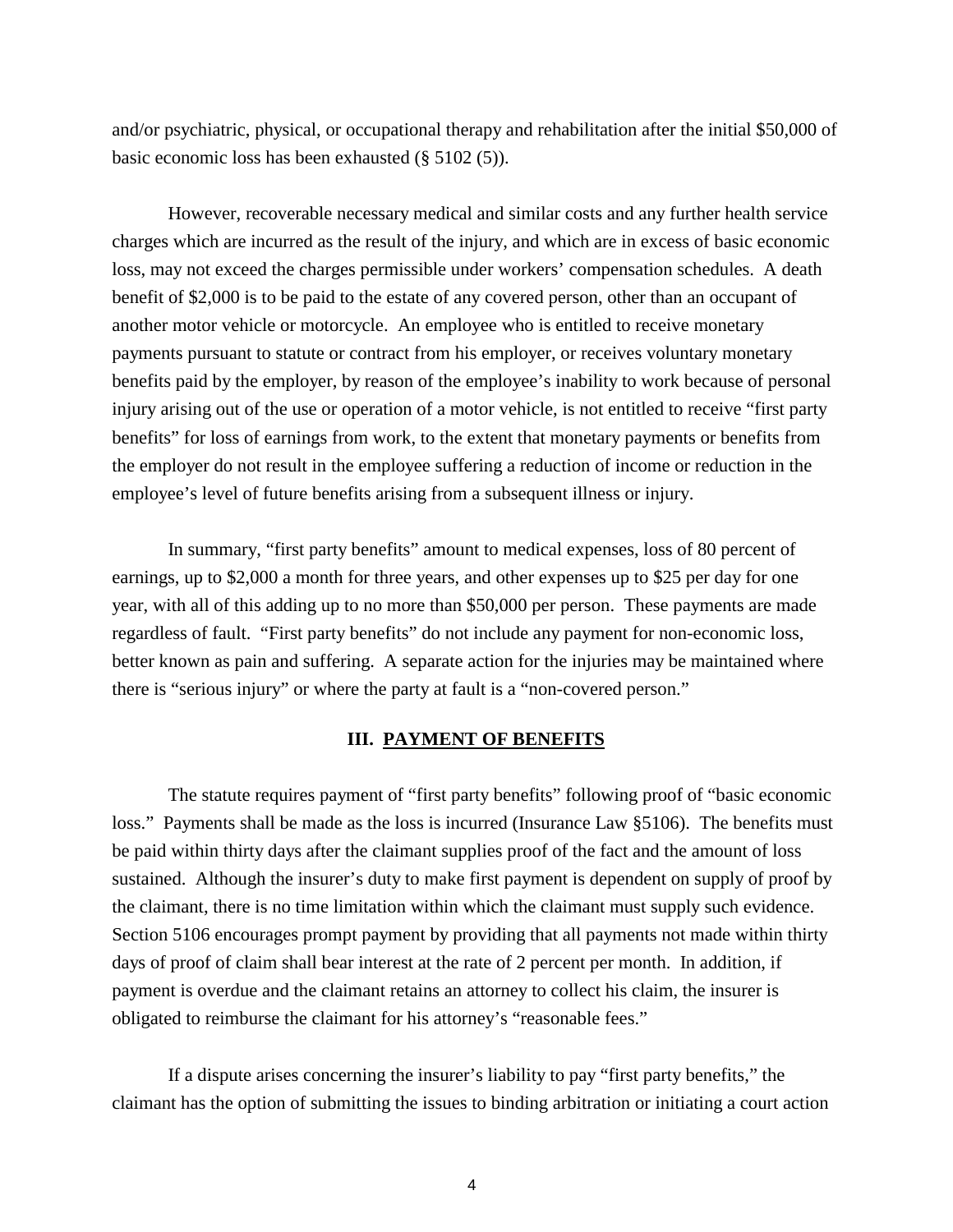and/or psychiatric, physical, or occupational therapy and rehabilitation after the initial $50,000 of basic economic loss has been exhausted (§ 5102 (5)).

However, recoverable necessary medical and similar costs and any further health service charges which are incurred as the result of the injury, and which are in excess of basic economic loss, may not exceed the charges permissible under workers' compensation schedules. A death benefit of $2,000 is to be paid to the estate of any covered person, other than an occupant of another motor vehicle or motorcycle. An employee who is entitled to receive monetary payments pursuant to statute or contract from his employer, or receives voluntary monetary benefits paid by the employer, by reason of the employee's inability to work because of personal injury arising out of the use or operation of a motor vehicle, is not entitled to receive "first party benefits" for loss of earnings from work, to the extent that monetary payments or benefits from the employer do not result in the employee suffering a reduction of income or reduction in the employee's level of future benefits arising from a subsequent illness or injury.

In summary, "first party benefits" amount to medical expenses, loss of 80 percent of earnings, up to $2,000 a month for three years, and other expenses up to $25 per day for one year, with all of this adding up to no more than $50,000 per person. These payments are made regardless of fault. "First party benefits" do not include any payment for non-economic loss, better known as pain and suffering. A separate action for the injuries may be maintained where there is "serious injury" or where the party at fault is a "non-covered person."

## III. PAYMENT OF BENEFITS

The statute requires payment of "first party benefits" following proof of "basic economic loss." Payments shall be made as the loss is incurred (Insurance Law §5106). The benefits must be paid within thirty days after the claimant supplies proof of the fact and the amount of loss sustained. Although the insurer's duty to make first payment is dependent on supply of proof by the claimant, there is no time limitation within which the claimant must supply such evidence. Section 5106 encourages prompt payment by providing that all payments not made within thirty days of proof of claim shall bear interest at the rate of 2 percent per month. In addition, if payment is overdue and the claimant retains an attorney to collect his claim, the insurer is obligated to reimburse the claimant for his attorney's "reasonable fees."

If a dispute arises concerning the insurer's liability to pay "first party benefits," the claimant has the option of submitting the issues to binding arbitration or initiating a court action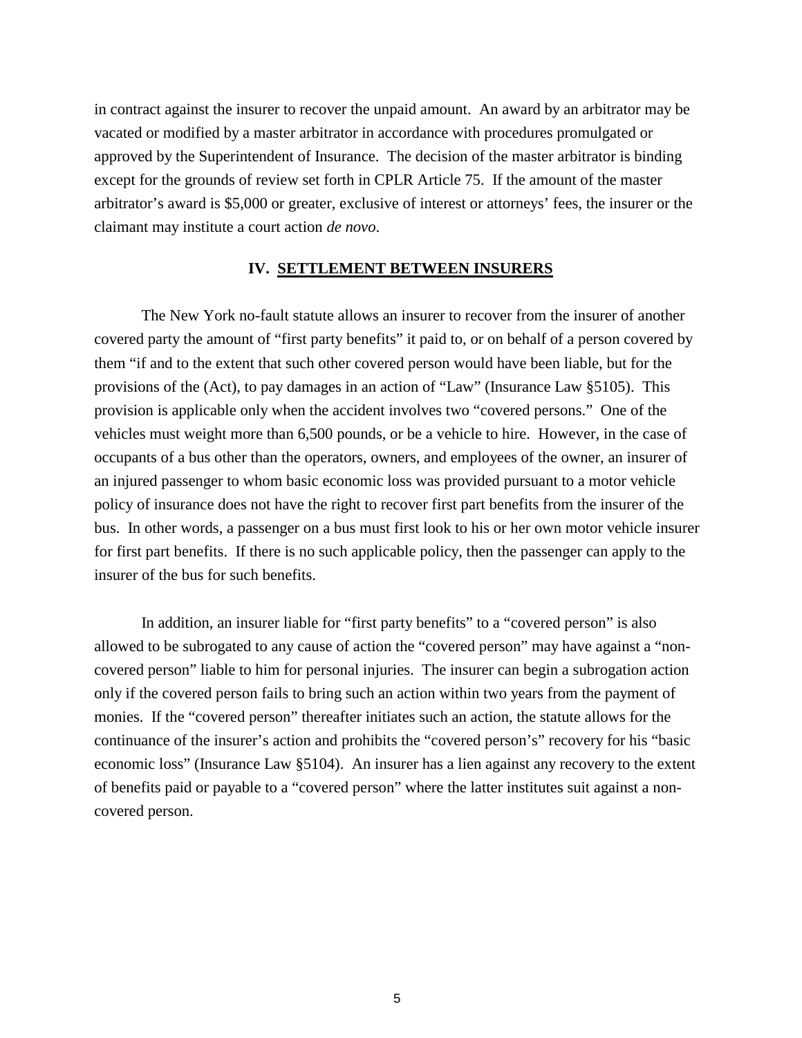in contract against the insurer to recover the unpaid amount. An award by an arbitrator may be vacated or modified by a master arbitrator in accordance with procedures promulgated or approved by the Superintendent of Insurance. The decision of the master arbitrator is binding except for the grounds of review set forth in CPLR Article 75. If the amount of the master arbitrator's award is $5,000 or greater, exclusive of interest or attorneys' fees, the insurer or the claimant may institute a court action *de novo*.

## IV. SETTLEMENT BETWEEN INSURERS

The New York no-fault statute allows an insurer to recover from the insurer of another covered party the amount of "first party benefits" it paid to, or on behalf of a person covered by them "if and to the extent that such other covered person would have been liable, but for the provisions of the (Act), to pay damages in an action of "Law" (Insurance Law §5105). This provision is applicable only when the accident involves two "covered persons." One of the vehicles must weight more than 6,500 pounds, or be a vehicle to hire. However, in the case of occupants of a bus other than the operators, owners, and employees of the owner, an insurer of an injured passenger to whom basic economic loss was provided pursuant to a motor vehicle policy of insurance does not have the right to recover first part benefits from the insurer of the bus. In other words, a passenger on a bus must first look to his or her own motor vehicle insurer for first part benefits. If there is no such applicable policy, then the passenger can apply to the insurer of the bus for such benefits.

In addition, an insurer liable for "first party benefits" to a "covered person" is also allowed to be subrogated to any cause of action the "covered person" may have against a "non-covered person" liable to him for personal injuries. The insurer can begin a subrogation action only if the covered person fails to bring such an action within two years from the payment of monies. If the "covered person" thereafter initiates such an action, the statute allows for the continuance of the insurer's action and prohibits the "covered person's" recovery for his "basic economic loss" (Insurance Law §5104). An insurer has a lien against any recovery to the extent of benefits paid or payable to a "covered person" where the latter institutes suit against a non-covered person.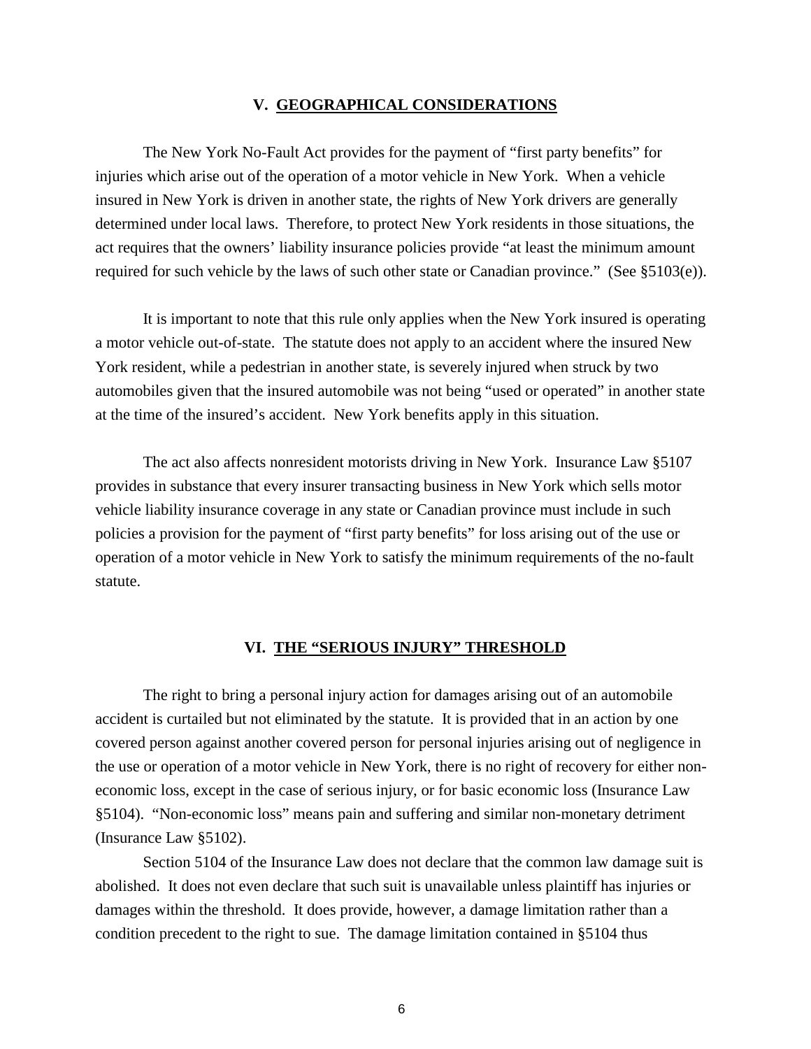## V. GEOGRAPHICAL CONSIDERATIONS

The New York No-Fault Act provides for the payment of "first party benefits" for injuries which arise out of the operation of a motor vehicle in New York. When a vehicle insured in New York is driven in another state, the rights of New York drivers are generally determined under local laws. Therefore, to protect New York residents in those situations, the act requires that the owners' liability insurance policies provide "at least the minimum amount required for such vehicle by the laws of such other state or Canadian province." (See §5103(e)).

It is important to note that this rule only applies when the New York insured is operating a motor vehicle out-of-state. The statute does not apply to an accident where the insured New York resident, while a pedestrian in another state, is severely injured when struck by two automobiles given that the insured automobile was not being "used or operated" in another state at the time of the insured's accident. New York benefits apply in this situation.

The act also affects nonresident motorists driving in New York. Insurance Law §5107 provides in substance that every insurer transacting business in New York which sells motor vehicle liability insurance coverage in any state or Canadian province must include in such policies a provision for the payment of "first party benefits" for loss arising out of the use or operation of a motor vehicle in New York to satisfy the minimum requirements of the no-fault statute.

## VI. THE "SERIOUS INJURY" THRESHOLD

The right to bring a personal injury action for damages arising out of an automobile accident is curtailed but not eliminated by the statute. It is provided that in an action by one covered person against another covered person for personal injuries arising out of negligence in the use or operation of a motor vehicle in New York, there is no right of recovery for either non-economic loss, except in the case of serious injury, or for basic economic loss (Insurance Law §5104). "Non-economic loss" means pain and suffering and similar non-monetary detriment (Insurance Law §5102).

Section 5104 of the Insurance Law does not declare that the common law damage suit is abolished. It does not even declare that such suit is unavailable unless plaintiff has injuries or damages within the threshold. It does provide, however, a damage limitation rather than a condition precedent to the right to sue. The damage limitation contained in §5104 thus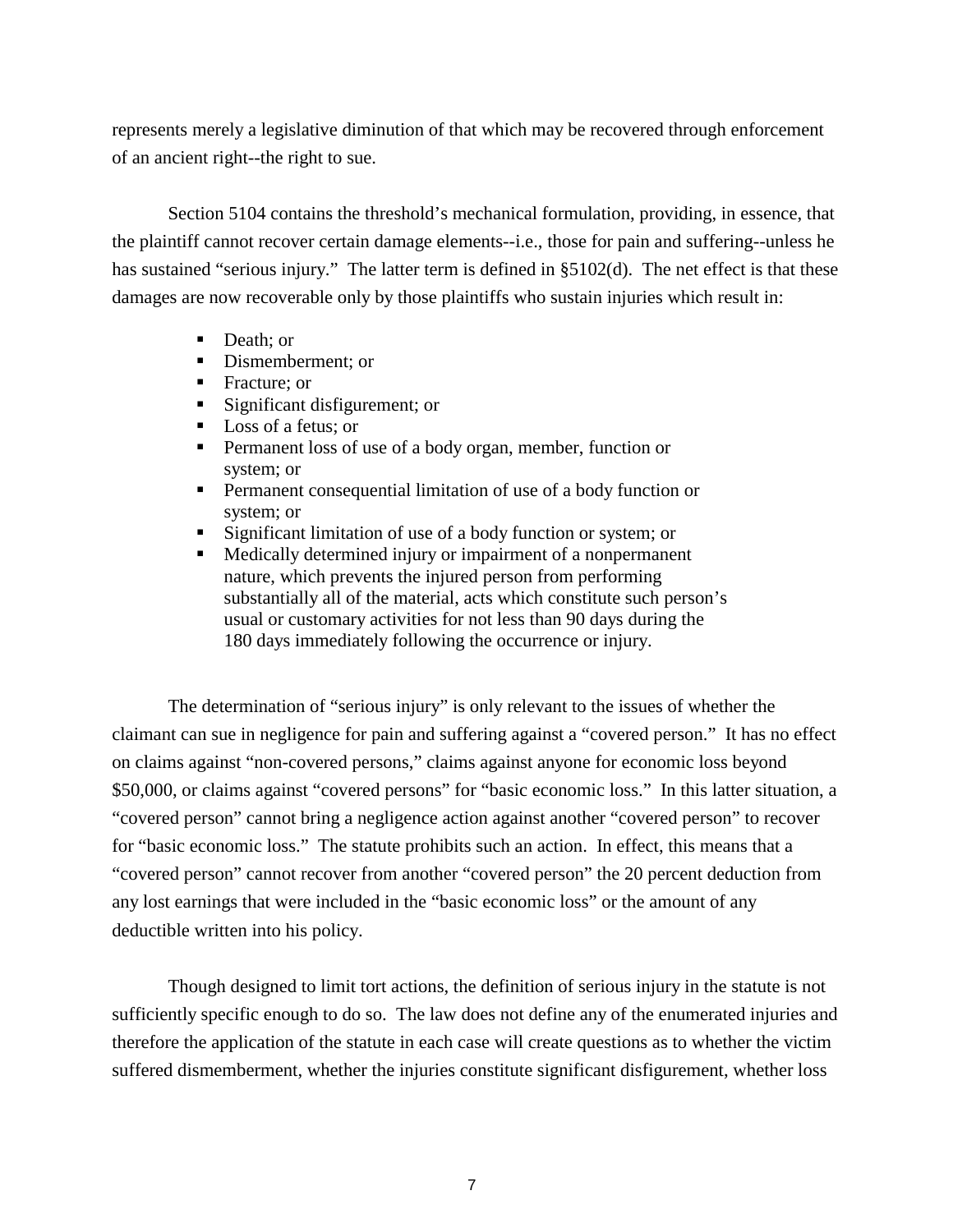represents merely a legislative diminution of that which may be recovered through enforcement of an ancient right--the right to sue.

Section 5104 contains the threshold's mechanical formulation, providing, in essence, that the plaintiff cannot recover certain damage elements--i.e., those for pain and suffering--unless he has sustained "serious injury." The latter term is defined in §5102(d). The net effect is that these damages are now recoverable only by those plaintiffs who sustain injuries which result in:

- Death; or
- Dismemberment; or
- Fracture; or
- Significant disfigurement; or
- Loss of a fetus; or
- Permanent loss of use of a body organ, member, function or system; or
- Permanent consequential limitation of use of a body function or system; or
- Significant limitation of use of a body function or system; or
- Medically determined injury or impairment of a nonpermanent nature, which prevents the injured person from performing substantially all of the material, acts which constitute such person's usual or customary activities for not less than 90 days during the 180 days immediately following the occurrence or injury.

The determination of "serious injury" is only relevant to the issues of whether the claimant can sue in negligence for pain and suffering against a "covered person." It has no effect on claims against "non-covered persons," claims against anyone for economic loss beyond $50,000, or claims against "covered persons" for "basic economic loss." In this latter situation, a "covered person" cannot bring a negligence action against another "covered person" to recover for "basic economic loss." The statute prohibits such an action. In effect, this means that a "covered person" cannot recover from another "covered person" the 20 percent deduction from any lost earnings that were included in the "basic economic loss" or the amount of any deductible written into his policy.

Though designed to limit tort actions, the definition of serious injury in the statute is not sufficiently specific enough to do so. The law does not define any of the enumerated injuries and therefore the application of the statute in each case will create questions as to whether the victim suffered dismemberment, whether the injuries constitute significant disfigurement, whether loss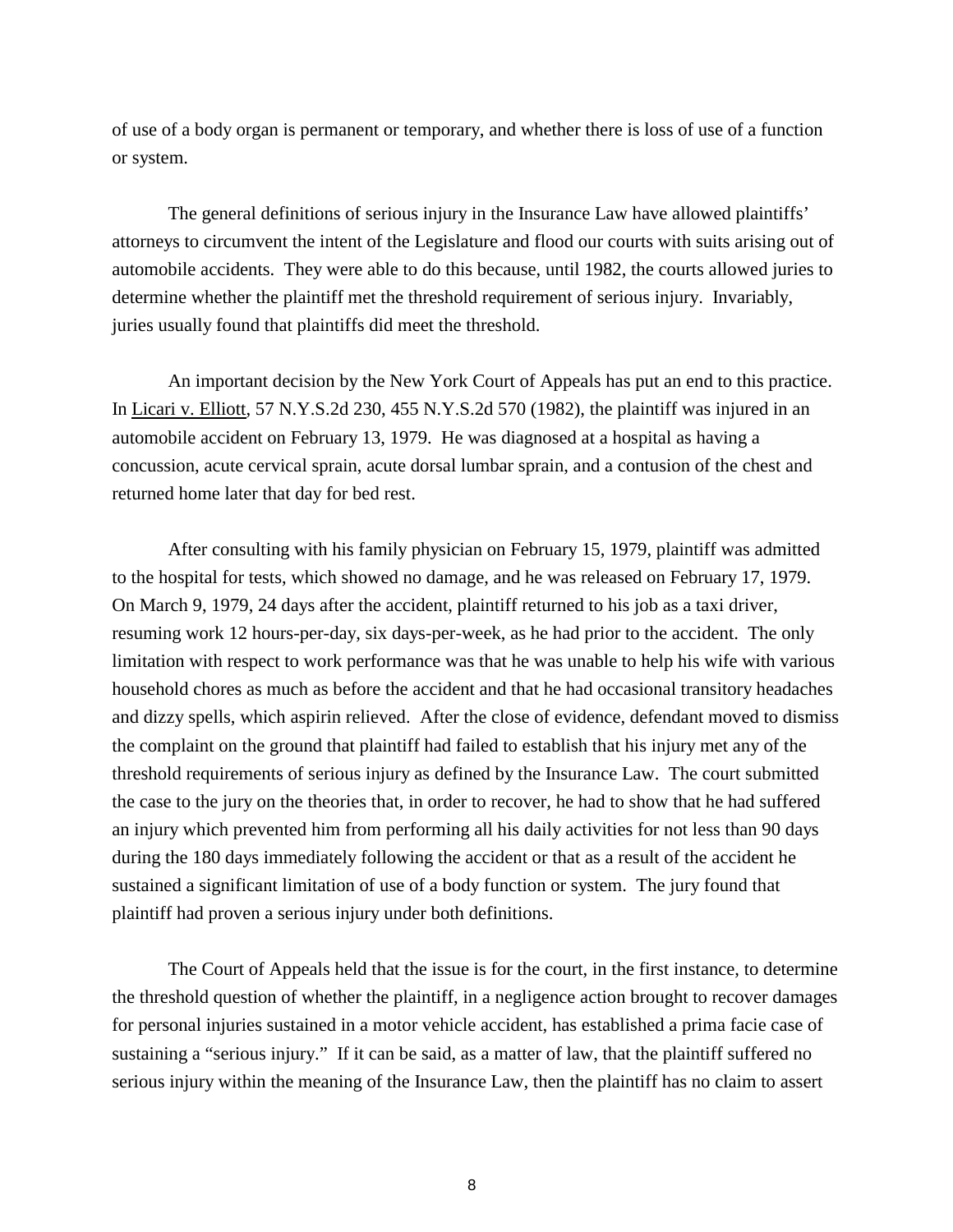of use of a body organ is permanent or temporary, and whether there is loss of use of a function or system.

The general definitions of serious injury in the Insurance Law have allowed plaintiffs' attorneys to circumvent the intent of the Legislature and flood our courts with suits arising out of automobile accidents. They were able to do this because, until 1982, the courts allowed juries to determine whether the plaintiff met the threshold requirement of serious injury. Invariably, juries usually found that plaintiffs did meet the threshold.

An important decision by the New York Court of Appeals has put an end to this practice. In Licari v. Elliott, 57 N.Y.S.2d 230, 455 N.Y.S.2d 570 (1982), the plaintiff was injured in an automobile accident on February 13, 1979. He was diagnosed at a hospital as having a concussion, acute cervical sprain, acute dorsal lumbar sprain, and a contusion of the chest and returned home later that day for bed rest.

After consulting with his family physician on February 15, 1979, plaintiff was admitted to the hospital for tests, which showed no damage, and he was released on February 17, 1979. On March 9, 1979, 24 days after the accident, plaintiff returned to his job as a taxi driver, resuming work 12 hours-per-day, six days-per-week, as he had prior to the accident. The only limitation with respect to work performance was that he was unable to help his wife with various household chores as much as before the accident and that he had occasional transitory headaches and dizzy spells, which aspirin relieved. After the close of evidence, defendant moved to dismiss the complaint on the ground that plaintiff had failed to establish that his injury met any of the threshold requirements of serious injury as defined by the Insurance Law. The court submitted the case to the jury on the theories that, in order to recover, he had to show that he had suffered an injury which prevented him from performing all his daily activities for not less than 90 days during the 180 days immediately following the accident or that as a result of the accident he sustained a significant limitation of use of a body function or system. The jury found that plaintiff had proven a serious injury under both definitions.

The Court of Appeals held that the issue is for the court, in the first instance, to determine the threshold question of whether the plaintiff, in a negligence action brought to recover damages for personal injuries sustained in a motor vehicle accident, has established a prima facie case of sustaining a "serious injury." If it can be said, as a matter of law, that the plaintiff suffered no serious injury within the meaning of the Insurance Law, then the plaintiff has no claim to assert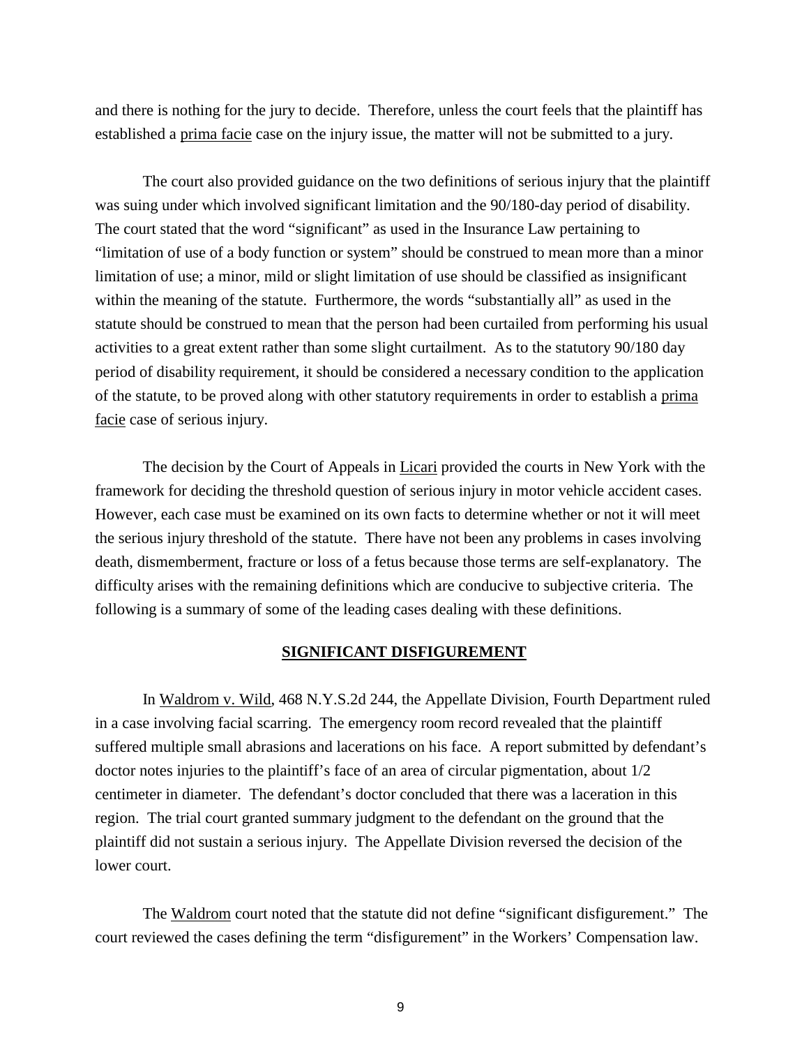and there is nothing for the jury to decide. Therefore, unless the court feels that the plaintiff has established a prima facie case on the injury issue, the matter will not be submitted to a jury.

The court also provided guidance on the two definitions of serious injury that the plaintiff was suing under which involved significant limitation and the 90/180-day period of disability. The court stated that the word "significant" as used in the Insurance Law pertaining to "limitation of use of a body function or system" should be construed to mean more than a minor limitation of use; a minor, mild or slight limitation of use should be classified as insignificant within the meaning of the statute. Furthermore, the words "substantially all" as used in the statute should be construed to mean that the person had been curtailed from performing his usual activities to a great extent rather than some slight curtailment. As to the statutory 90/180 day period of disability requirement, it should be considered a necessary condition to the application of the statute, to be proved along with other statutory requirements in order to establish a prima facie case of serious injury.

The decision by the Court of Appeals in Licari provided the courts in New York with the framework for deciding the threshold question of serious injury in motor vehicle accident cases. However, each case must be examined on its own facts to determine whether or not it will meet the serious injury threshold of the statute. There have not been any problems in cases involving death, dismemberment, fracture or loss of a fetus because those terms are self-explanatory. The difficulty arises with the remaining definitions which are conducive to subjective criteria. The following is a summary of some of the leading cases dealing with these definitions.

## SIGNIFICANT DISFIGUREMENT

In Waldrom v. Wild, 468 N.Y.S.2d 244, the Appellate Division, Fourth Department ruled in a case involving facial scarring. The emergency room record revealed that the plaintiff suffered multiple small abrasions and lacerations on his face. A report submitted by defendant's doctor notes injuries to the plaintiff's face of an area of circular pigmentation, about 1/2 centimeter in diameter. The defendant's doctor concluded that there was a laceration in this region. The trial court granted summary judgment to the defendant on the ground that the plaintiff did not sustain a serious injury. The Appellate Division reversed the decision of the lower court.

The Waldrom court noted that the statute did not define "significant disfigurement." The court reviewed the cases defining the term "disfigurement" in the Workers' Compensation law.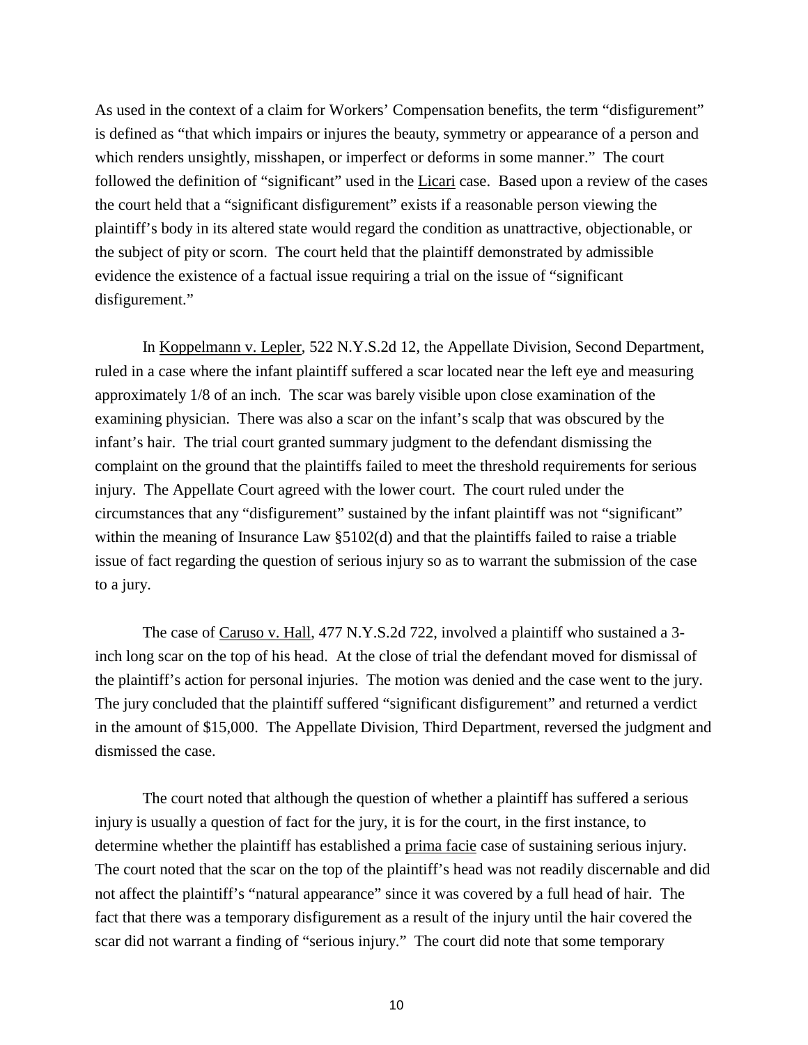As used in the context of a claim for Workers' Compensation benefits, the term "disfigurement" is defined as "that which impairs or injures the beauty, symmetry or appearance of a person and which renders unsightly, misshapen, or imperfect or deforms in some manner." The court followed the definition of "significant" used in the Licari case. Based upon a review of the cases the court held that a "significant disfigurement" exists if a reasonable person viewing the plaintiff's body in its altered state would regard the condition as unattractive, objectionable, or the subject of pity or scorn. The court held that the plaintiff demonstrated by admissible evidence the existence of a factual issue requiring a trial on the issue of "significant disfigurement."

In Koppelmann v. Lepler, 522 N.Y.S.2d 12, the Appellate Division, Second Department, ruled in a case where the infant plaintiff suffered a scar located near the left eye and measuring approximately 1/8 of an inch. The scar was barely visible upon close examination of the examining physician. There was also a scar on the infant's scalp that was obscured by the infant's hair. The trial court granted summary judgment to the defendant dismissing the complaint on the ground that the plaintiffs failed to meet the threshold requirements for serious injury. The Appellate Court agreed with the lower court. The court ruled under the circumstances that any "disfigurement" sustained by the infant plaintiff was not "significant" within the meaning of Insurance Law §5102(d) and that the plaintiffs failed to raise a triable issue of fact regarding the question of serious injury so as to warrant the submission of the case to a jury.

The case of Caruso v. Hall, 477 N.Y.S.2d 722, involved a plaintiff who sustained a 3-inch long scar on the top of his head. At the close of trial the defendant moved for dismissal of the plaintiff's action for personal injuries. The motion was denied and the case went to the jury. The jury concluded that the plaintiff suffered "significant disfigurement" and returned a verdict in the amount of $15,000. The Appellate Division, Third Department, reversed the judgment and dismissed the case.

The court noted that although the question of whether a plaintiff has suffered a serious injury is usually a question of fact for the jury, it is for the court, in the first instance, to determine whether the plaintiff has established a prima facie case of sustaining serious injury. The court noted that the scar on the top of the plaintiff's head was not readily discernable and did not affect the plaintiff's "natural appearance" since it was covered by a full head of hair. The fact that there was a temporary disfigurement as a result of the injury until the hair covered the scar did not warrant a finding of "serious injury." The court did note that some temporary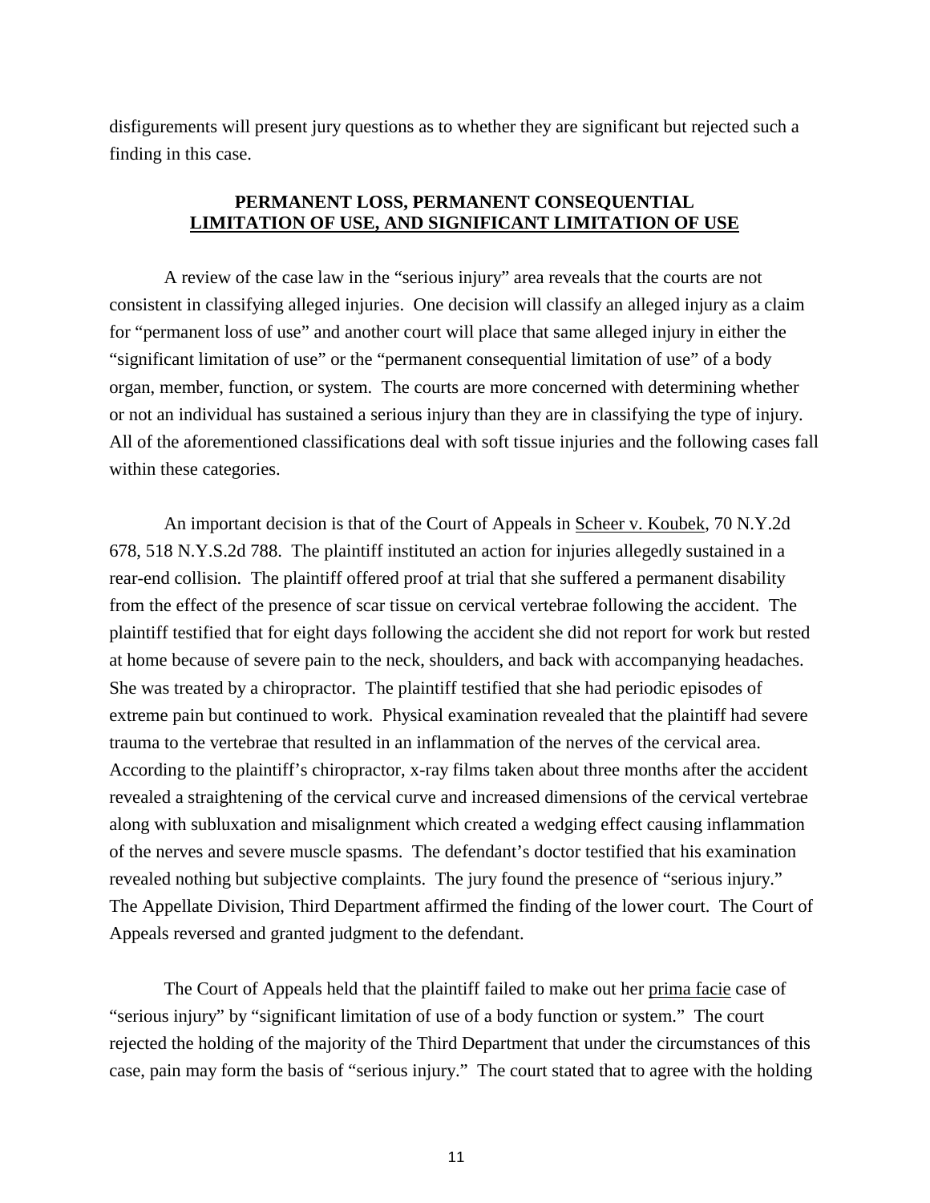disfigurements will present jury questions as to whether they are significant but rejected such a finding in this case.

## PERMANENT LOSS, PERMANENT CONSEQUENTIAL LIMITATION OF USE, AND SIGNIFICANT LIMITATION OF USE

A review of the case law in the "serious injury" area reveals that the courts are not consistent in classifying alleged injuries. One decision will classify an alleged injury as a claim for "permanent loss of use" and another court will place that same alleged injury in either the "significant limitation of use" or the "permanent consequential limitation of use" of a body organ, member, function, or system. The courts are more concerned with determining whether or not an individual has sustained a serious injury than they are in classifying the type of injury. All of the aforementioned classifications deal with soft tissue injuries and the following cases fall within these categories.

An important decision is that of the Court of Appeals in Scheer v. Koubek, 70 N.Y.2d 678, 518 N.Y.S.2d 788. The plaintiff instituted an action for injuries allegedly sustained in a rear-end collision. The plaintiff offered proof at trial that she suffered a permanent disability from the effect of the presence of scar tissue on cervical vertebrae following the accident. The plaintiff testified that for eight days following the accident she did not report for work but rested at home because of severe pain to the neck, shoulders, and back with accompanying headaches. She was treated by a chiropractor. The plaintiff testified that she had periodic episodes of extreme pain but continued to work. Physical examination revealed that the plaintiff had severe trauma to the vertebrae that resulted in an inflammation of the nerves of the cervical area. According to the plaintiff's chiropractor, x-ray films taken about three months after the accident revealed a straightening of the cervical curve and increased dimensions of the cervical vertebrae along with subluxation and misalignment which created a wedging effect causing inflammation of the nerves and severe muscle spasms. The defendant's doctor testified that his examination revealed nothing but subjective complaints. The jury found the presence of "serious injury." The Appellate Division, Third Department affirmed the finding of the lower court. The Court of Appeals reversed and granted judgment to the defendant.

The Court of Appeals held that the plaintiff failed to make out her prima facie case of "serious injury" by "significant limitation of use of a body function or system." The court rejected the holding of the majority of the Third Department that under the circumstances of this case, pain may form the basis of "serious injury." The court stated that to agree with the holding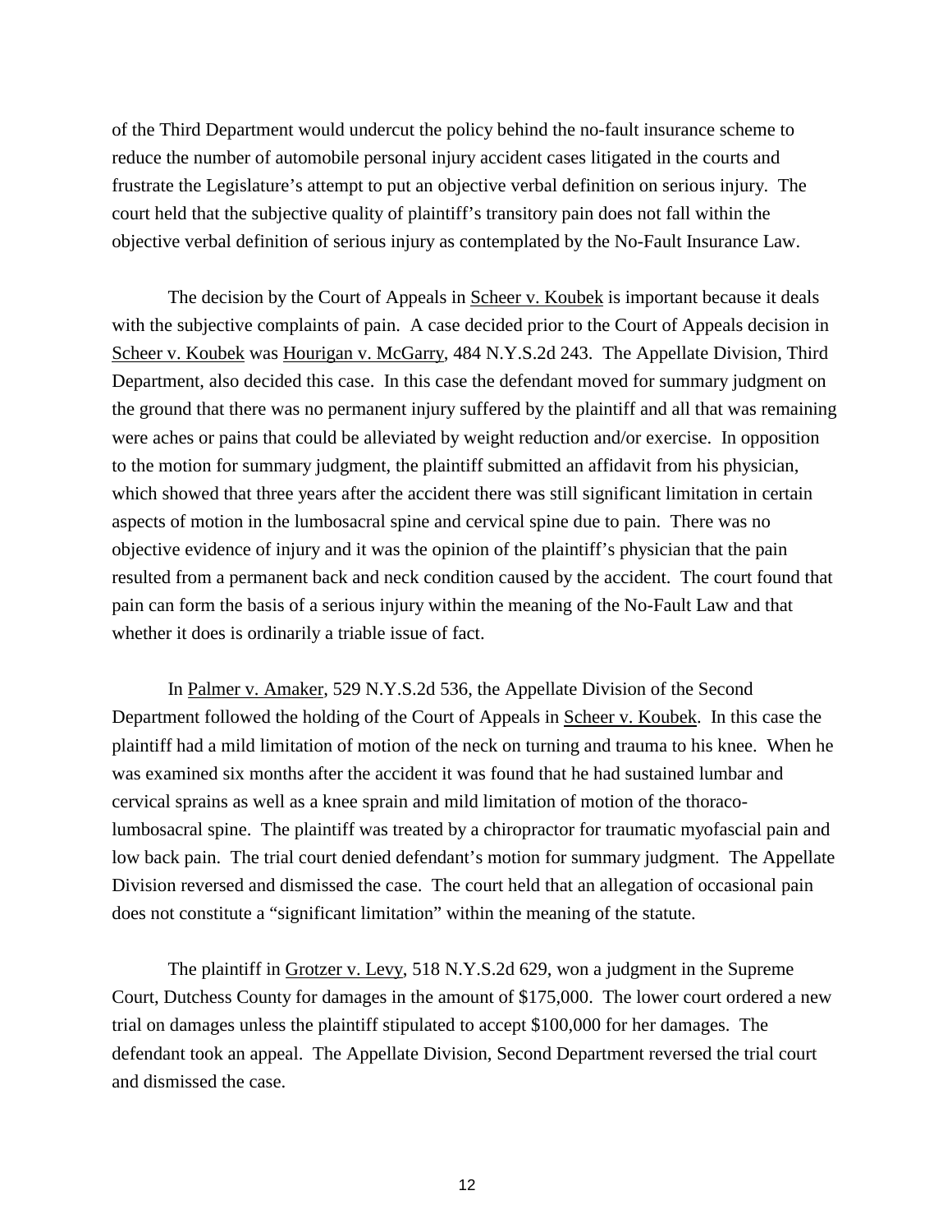of the Third Department would undercut the policy behind the no-fault insurance scheme to reduce the number of automobile personal injury accident cases litigated in the courts and frustrate the Legislature's attempt to put an objective verbal definition on serious injury. The court held that the subjective quality of plaintiff's transitory pain does not fall within the objective verbal definition of serious injury as contemplated by the No-Fault Insurance Law.

The decision by the Court of Appeals in Scheer v. Koubek is important because it deals with the subjective complaints of pain. A case decided prior to the Court of Appeals decision in Scheer v. Koubek was Hourigan v. McGarry, 484 N.Y.S.2d 243. The Appellate Division, Third Department, also decided this case. In this case the defendant moved for summary judgment on the ground that there was no permanent injury suffered by the plaintiff and all that was remaining were aches or pains that could be alleviated by weight reduction and/or exercise. In opposition to the motion for summary judgment, the plaintiff submitted an affidavit from his physician, which showed that three years after the accident there was still significant limitation in certain aspects of motion in the lumbosacral spine and cervical spine due to pain. There was no objective evidence of injury and it was the opinion of the plaintiff's physician that the pain resulted from a permanent back and neck condition caused by the accident. The court found that pain can form the basis of a serious injury within the meaning of the No-Fault Law and that whether it does is ordinarily a triable issue of fact.

In Palmer v. Amaker, 529 N.Y.S.2d 536, the Appellate Division of the Second Department followed the holding of the Court of Appeals in Scheer v. Koubek. In this case the plaintiff had a mild limitation of motion of the neck on turning and trauma to his knee. When he was examined six months after the accident it was found that he had sustained lumbar and cervical sprains as well as a knee sprain and mild limitation of motion of the thoraco-lumbosacral spine. The plaintiff was treated by a chiropractor for traumatic myofascial pain and low back pain. The trial court denied defendant's motion for summary judgment. The Appellate Division reversed and dismissed the case. The court held that an allegation of occasional pain does not constitute a "significant limitation" within the meaning of the statute.

The plaintiff in Grotzer v. Levy, 518 N.Y.S.2d 629, won a judgment in the Supreme Court, Dutchess County for damages in the amount of $175,000. The lower court ordered a new trial on damages unless the plaintiff stipulated to accept $100,000 for her damages. The defendant took an appeal. The Appellate Division, Second Department reversed the trial court and dismissed the case.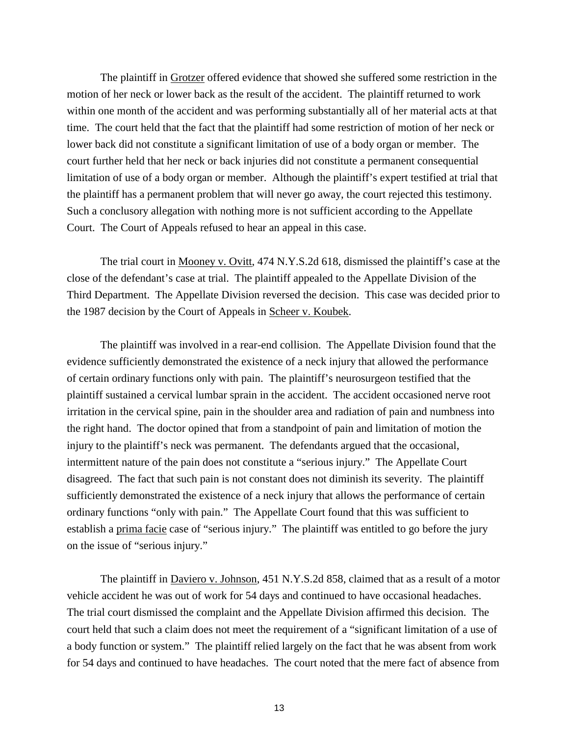The plaintiff in Grotzer offered evidence that showed she suffered some restriction in the motion of her neck or lower back as the result of the accident. The plaintiff returned to work within one month of the accident and was performing substantially all of her material acts at that time. The court held that the fact that the plaintiff had some restriction of motion of her neck or lower back did not constitute a significant limitation of use of a body organ or member. The court further held that her neck or back injuries did not constitute a permanent consequential limitation of use of a body organ or member. Although the plaintiff's expert testified at trial that the plaintiff has a permanent problem that will never go away, the court rejected this testimony. Such a conclusory allegation with nothing more is not sufficient according to the Appellate Court. The Court of Appeals refused to hear an appeal in this case.

The trial court in Mooney v. Ovitt, 474 N.Y.S.2d 618, dismissed the plaintiff's case at the close of the defendant's case at trial. The plaintiff appealed to the Appellate Division of the Third Department. The Appellate Division reversed the decision. This case was decided prior to the 1987 decision by the Court of Appeals in Scheer v. Koubek.

The plaintiff was involved in a rear-end collision. The Appellate Division found that the evidence sufficiently demonstrated the existence of a neck injury that allowed the performance of certain ordinary functions only with pain. The plaintiff's neurosurgeon testified that the plaintiff sustained a cervical lumbar sprain in the accident. The accident occasioned nerve root irritation in the cervical spine, pain in the shoulder area and radiation of pain and numbness into the right hand. The doctor opined that from a standpoint of pain and limitation of motion the injury to the plaintiff's neck was permanent. The defendants argued that the occasional, intermittent nature of the pain does not constitute a "serious injury." The Appellate Court disagreed. The fact that such pain is not constant does not diminish its severity. The plaintiff sufficiently demonstrated the existence of a neck injury that allows the performance of certain ordinary functions "only with pain." The Appellate Court found that this was sufficient to establish a prima facie case of "serious injury." The plaintiff was entitled to go before the jury on the issue of "serious injury."

The plaintiff in Daviero v. Johnson, 451 N.Y.S.2d 858, claimed that as a result of a motor vehicle accident he was out of work for 54 days and continued to have occasional headaches. The trial court dismissed the complaint and the Appellate Division affirmed this decision. The court held that such a claim does not meet the requirement of a "significant limitation of a use of a body function or system." The plaintiff relied largely on the fact that he was absent from work for 54 days and continued to have headaches. The court noted that the mere fact of absence from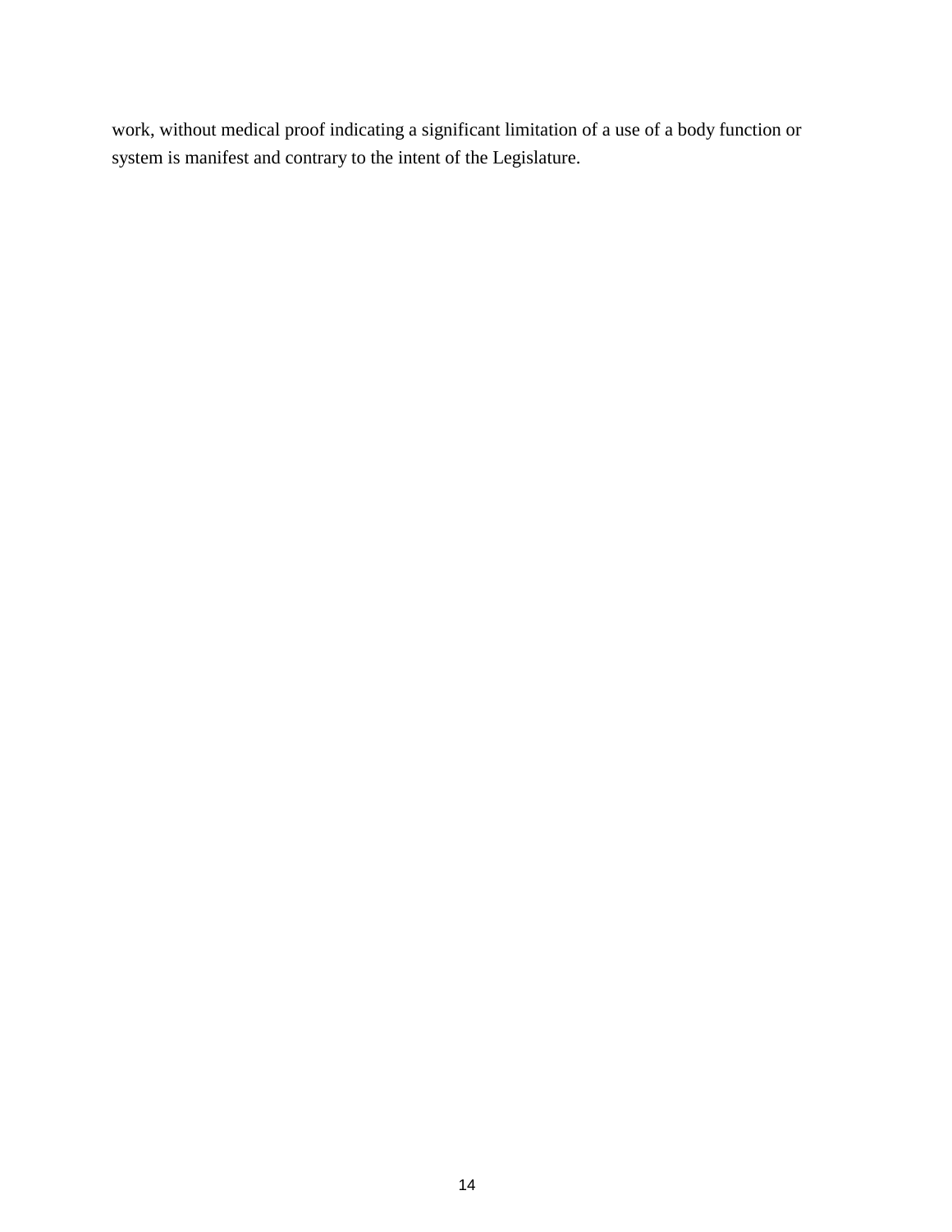work, without medical proof indicating a significant limitation of a use of a body function or system is manifest and contrary to the intent of the Legislature.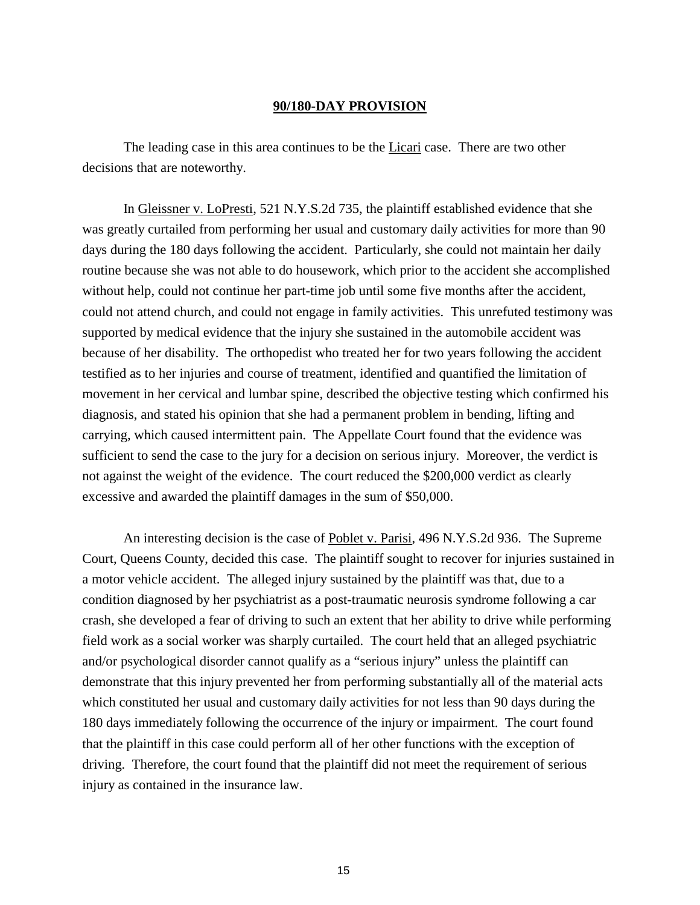## 90/180-DAY PROVISION

The leading case in this area continues to be the Licari case. There are two other decisions that are noteworthy.

In Gleissner v. LoPresti, 521 N.Y.S.2d 735, the plaintiff established evidence that she was greatly curtailed from performing her usual and customary daily activities for more than 90 days during the 180 days following the accident. Particularly, she could not maintain her daily routine because she was not able to do housework, which prior to the accident she accomplished without help, could not continue her part-time job until some five months after the accident, could not attend church, and could not engage in family activities. This unrefuted testimony was supported by medical evidence that the injury she sustained in the automobile accident was because of her disability. The orthopedist who treated her for two years following the accident testified as to her injuries and course of treatment, identified and quantified the limitation of movement in her cervical and lumbar spine, described the objective testing which confirmed his diagnosis, and stated his opinion that she had a permanent problem in bending, lifting and carrying, which caused intermittent pain. The Appellate Court found that the evidence was sufficient to send the case to the jury for a decision on serious injury. Moreover, the verdict is not against the weight of the evidence. The court reduced the $200,000 verdict as clearly excessive and awarded the plaintiff damages in the sum of $50,000.

An interesting decision is the case of Poblet v. Parisi, 496 N.Y.S.2d 936. The Supreme Court, Queens County, decided this case. The plaintiff sought to recover for injuries sustained in a motor vehicle accident. The alleged injury sustained by the plaintiff was that, due to a condition diagnosed by her psychiatrist as a post-traumatic neurosis syndrome following a car crash, she developed a fear of driving to such an extent that her ability to drive while performing field work as a social worker was sharply curtailed. The court held that an alleged psychiatric and/or psychological disorder cannot qualify as a "serious injury" unless the plaintiff can demonstrate that this injury prevented her from performing substantially all of the material acts which constituted her usual and customary daily activities for not less than 90 days during the 180 days immediately following the occurrence of the injury or impairment. The court found that the plaintiff in this case could perform all of her other functions with the exception of driving. Therefore, the court found that the plaintiff did not meet the requirement of serious injury as contained in the insurance law.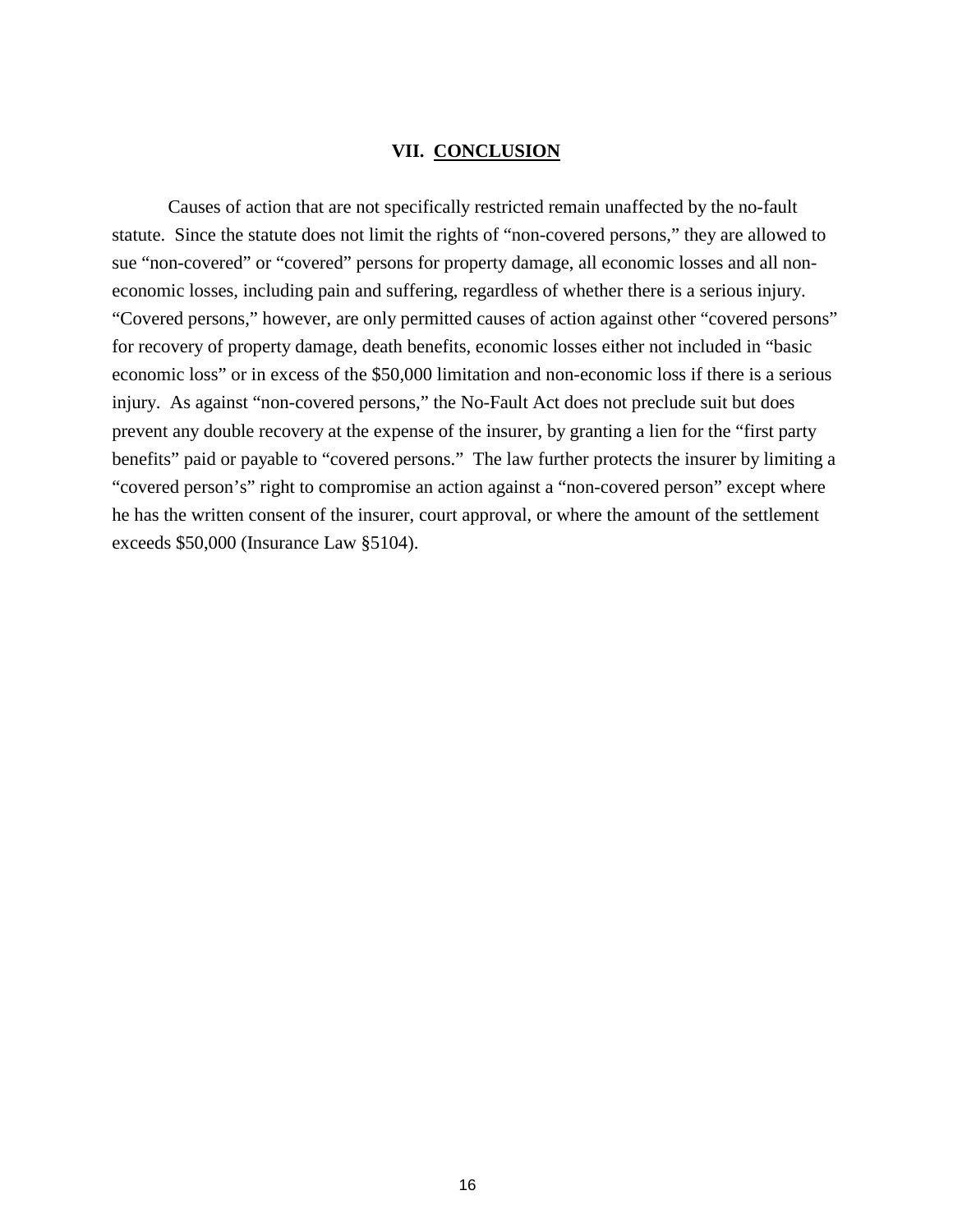## VII. CONCLUSION

Causes of action that are not specifically restricted remain unaffected by the no-fault statute. Since the statute does not limit the rights of "non-covered persons," they are allowed to sue "non-covered" or "covered" persons for property damage, all economic losses and all non-economic losses, including pain and suffering, regardless of whether there is a serious injury. "Covered persons," however, are only permitted causes of action against other "covered persons" for recovery of property damage, death benefits, economic losses either not included in "basic economic loss" or in excess of the $50,000 limitation and non-economic loss if there is a serious injury. As against "non-covered persons," the No-Fault Act does not preclude suit but does prevent any double recovery at the expense of the insurer, by granting a lien for the "first party benefits" paid or payable to "covered persons." The law further protects the insurer by limiting a "covered person's" right to compromise an action against a "non-covered person" except where he has the written consent of the insurer, court approval, or where the amount of the settlement exceeds $50,000 (Insurance Law §5104).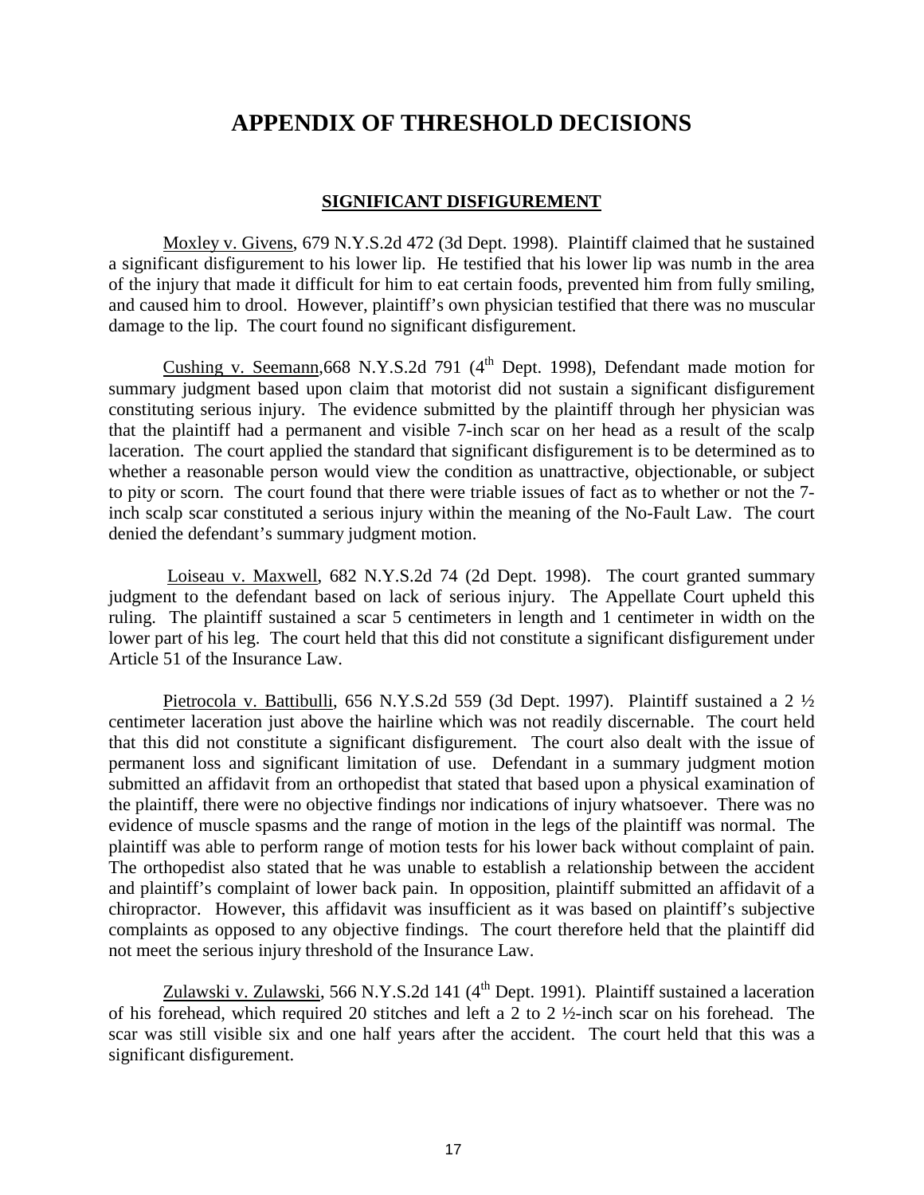# APPENDIX OF THRESHOLD DECISIONS

## SIGNIFICANT DISFIGUREMENT

Moxley v. Givens, 679 N.Y.S.2d 472 (3d Dept. 1998). Plaintiff claimed that he sustained a significant disfigurement to his lower lip. He testified that his lower lip was numb in the area of the injury that made it difficult for him to eat certain foods, prevented him from fully smiling, and caused him to drool. However, plaintiff's own physician testified that there was no muscular damage to the lip. The court found no significant disfigurement.

Cushing v. Seemann,668 N.Y.S.2d 791 (4th Dept. 1998), Defendant made motion for summary judgment based upon claim that motorist did not sustain a significant disfigurement constituting serious injury. The evidence submitted by the plaintiff through her physician was that the plaintiff had a permanent and visible 7-inch scar on her head as a result of the scalp laceration. The court applied the standard that significant disfigurement is to be determined as to whether a reasonable person would view the condition as unattractive, objectionable, or subject to pity or scorn. The court found that there were triable issues of fact as to whether or not the 7-inch scalp scar constituted a serious injury within the meaning of the No-Fault Law. The court denied the defendant's summary judgment motion.

Loiseau v. Maxwell, 682 N.Y.S.2d 74 (2d Dept. 1998). The court granted summary judgment to the defendant based on lack of serious injury. The Appellate Court upheld this ruling. The plaintiff sustained a scar 5 centimeters in length and 1 centimeter in width on the lower part of his leg. The court held that this did not constitute a significant disfigurement under Article 51 of the Insurance Law.

Pietrocola v. Battibulli, 656 N.Y.S.2d 559 (3d Dept. 1997). Plaintiff sustained a 2 ½ centimeter laceration just above the hairline which was not readily discernable. The court held that this did not constitute a significant disfigurement. The court also dealt with the issue of permanent loss and significant limitation of use. Defendant in a summary judgment motion submitted an affidavit from an orthopedist that stated that based upon a physical examination of the plaintiff, there were no objective findings nor indications of injury whatsoever. There was no evidence of muscle spasms and the range of motion in the legs of the plaintiff was normal. The plaintiff was able to perform range of motion tests for his lower back without complaint of pain. The orthopedist also stated that he was unable to establish a relationship between the accident and plaintiff's complaint of lower back pain. In opposition, plaintiff submitted an affidavit of a chiropractor. However, this affidavit was insufficient as it was based on plaintiff's subjective complaints as opposed to any objective findings. The court therefore held that the plaintiff did not meet the serious injury threshold of the Insurance Law.

Zulawski v. Zulawski, 566 N.Y.S.2d 141 (4th Dept. 1991). Plaintiff sustained a laceration of his forehead, which required 20 stitches and left a 2 to 2 ½-inch scar on his forehead. The scar was still visible six and one half years after the accident. The court held that this was a significant disfigurement.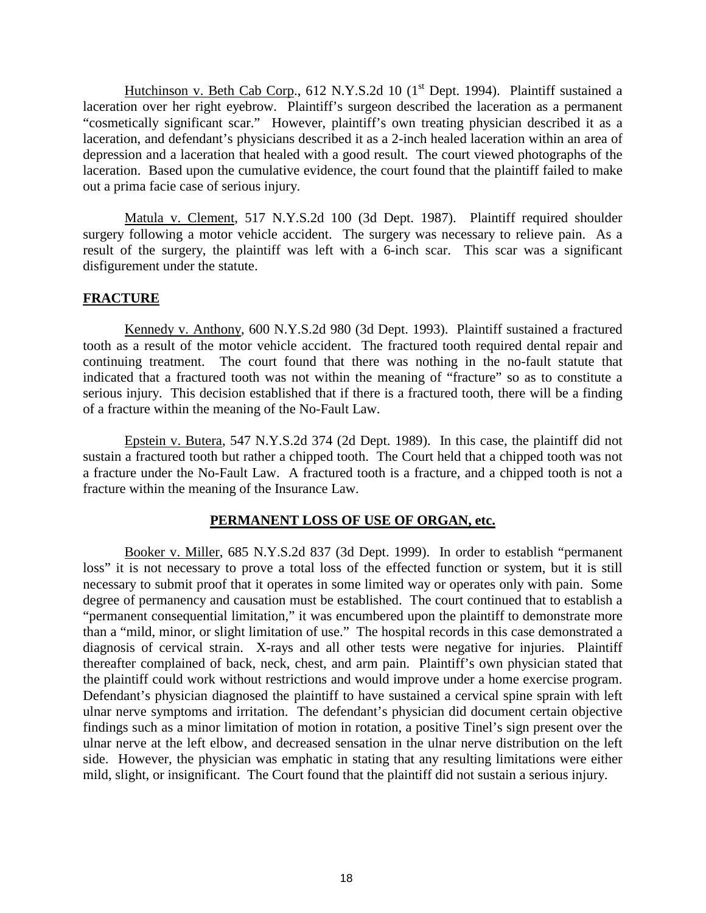Hutchinson v. Beth Cab Corp., 612 N.Y.S.2d 10 (1st Dept. 1994). Plaintiff sustained a laceration over her right eyebrow. Plaintiff's surgeon described the laceration as a permanent "cosmetically significant scar." However, plaintiff's own treating physician described it as a laceration, and defendant's physicians described it as a 2-inch healed laceration within an area of depression and a laceration that healed with a good result. The court viewed photographs of the laceration. Based upon the cumulative evidence, the court found that the plaintiff failed to make out a prima facie case of serious injury.

Matula v. Clement, 517 N.Y.S.2d 100 (3d Dept. 1987). Plaintiff required shoulder surgery following a motor vehicle accident. The surgery was necessary to relieve pain. As a result of the surgery, the plaintiff was left with a 6-inch scar. This scar was a significant disfigurement under the statute.

**FRACTURE**

Kennedy v. Anthony, 600 N.Y.S.2d 980 (3d Dept. 1993). Plaintiff sustained a fractured tooth as a result of the motor vehicle accident. The fractured tooth required dental repair and continuing treatment. The court found that there was nothing in the no-fault statute that indicated that a fractured tooth was not within the meaning of "fracture" so as to constitute a serious injury. This decision established that if there is a fractured tooth, there will be a finding of a fracture within the meaning of the No-Fault Law.

Epstein v. Butera, 547 N.Y.S.2d 374 (2d Dept. 1989). In this case, the plaintiff did not sustain a fractured tooth but rather a chipped tooth. The Court held that a chipped tooth was not a fracture under the No-Fault Law. A fractured tooth is a fracture, and a chipped tooth is not a fracture within the meaning of the Insurance Law.

**PERMANENT LOSS OF USE OF ORGAN, etc.**

Booker v. Miller, 685 N.Y.S.2d 837 (3d Dept. 1999). In order to establish "permanent loss" it is not necessary to prove a total loss of the effected function or system, but it is still necessary to submit proof that it operates in some limited way or operates only with pain. Some degree of permanency and causation must be established. The court continued that to establish a "permanent consequential limitation," it was encumbered upon the plaintiff to demonstrate more than a "mild, minor, or slight limitation of use." The hospital records in this case demonstrated a diagnosis of cervical strain. X-rays and all other tests were negative for injuries. Plaintiff thereafter complained of back, neck, chest, and arm pain. Plaintiff's own physician stated that the plaintiff could work without restrictions and would improve under a home exercise program. Defendant's physician diagnosed the plaintiff to have sustained a cervical spine sprain with left ulnar nerve symptoms and irritation. The defendant's physician did document certain objective findings such as a minor limitation of motion in rotation, a positive Tinel's sign present over the ulnar nerve at the left elbow, and decreased sensation in the ulnar nerve distribution on the left side. However, the physician was emphatic in stating that any resulting limitations were either mild, slight, or insignificant. The Court found that the plaintiff did not sustain a serious injury.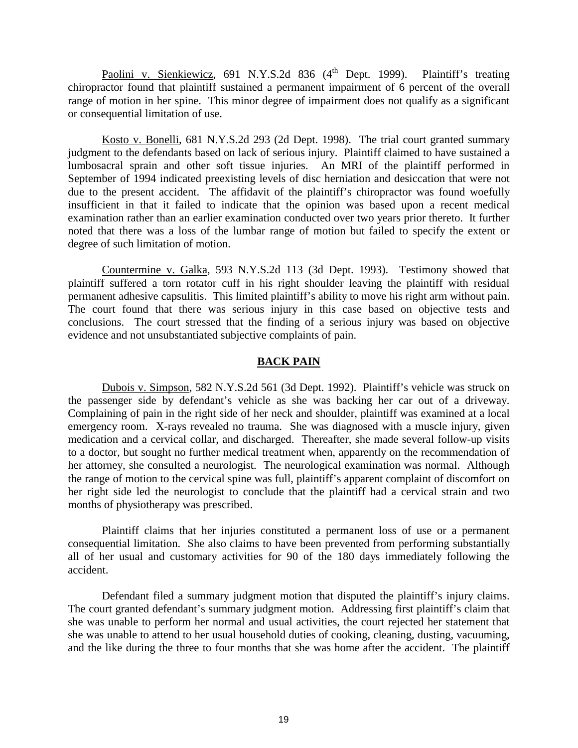Paolini v. Sienkiewicz, 691 N.Y.S.2d 836 (4th Dept. 1999). Plaintiff's treating chiropractor found that plaintiff sustained a permanent impairment of 6 percent of the overall range of motion in her spine. This minor degree of impairment does not qualify as a significant or consequential limitation of use.

Kosto v. Bonelli, 681 N.Y.S.2d 293 (2d Dept. 1998). The trial court granted summary judgment to the defendants based on lack of serious injury. Plaintiff claimed to have sustained a lumbosacral sprain and other soft tissue injuries. An MRI of the plaintiff performed in September of 1994 indicated preexisting levels of disc herniation and desiccation that were not due to the present accident. The affidavit of the plaintiff's chiropractor was found woefully insufficient in that it failed to indicate that the opinion was based upon a recent medical examination rather than an earlier examination conducted over two years prior thereto. It further noted that there was a loss of the lumbar range of motion but failed to specify the extent or degree of such limitation of motion.

Countermine v. Galka, 593 N.Y.S.2d 113 (3d Dept. 1993). Testimony showed that plaintiff suffered a torn rotator cuff in his right shoulder leaving the plaintiff with residual permanent adhesive capsulitis. This limited plaintiff's ability to move his right arm without pain. The court found that there was serious injury in this case based on objective tests and conclusions. The court stressed that the finding of a serious injury was based on objective evidence and not unsubstantiated subjective complaints of pain.

## BACK PAIN

Dubois v. Simpson, 582 N.Y.S.2d 561 (3d Dept. 1992). Plaintiff's vehicle was struck on the passenger side by defendant's vehicle as she was backing her car out of a driveway. Complaining of pain in the right side of her neck and shoulder, plaintiff was examined at a local emergency room. X-rays revealed no trauma. She was diagnosed with a muscle injury, given medication and a cervical collar, and discharged. Thereafter, she made several follow-up visits to a doctor, but sought no further medical treatment when, apparently on the recommendation of her attorney, she consulted a neurologist. The neurological examination was normal. Although the range of motion to the cervical spine was full, plaintiff's apparent complaint of discomfort on her right side led the neurologist to conclude that the plaintiff had a cervical strain and two months of physiotherapy was prescribed.

Plaintiff claims that her injuries constituted a permanent loss of use or a permanent consequential limitation. She also claims to have been prevented from performing substantially all of her usual and customary activities for 90 of the 180 days immediately following the accident.

Defendant filed a summary judgment motion that disputed the plaintiff's injury claims. The court granted defendant's summary judgment motion. Addressing first plaintiff's claim that she was unable to perform her normal and usual activities, the court rejected her statement that she was unable to attend to her usual household duties of cooking, cleaning, dusting, vacuuming, and the like during the three to four months that she was home after the accident. The plaintiff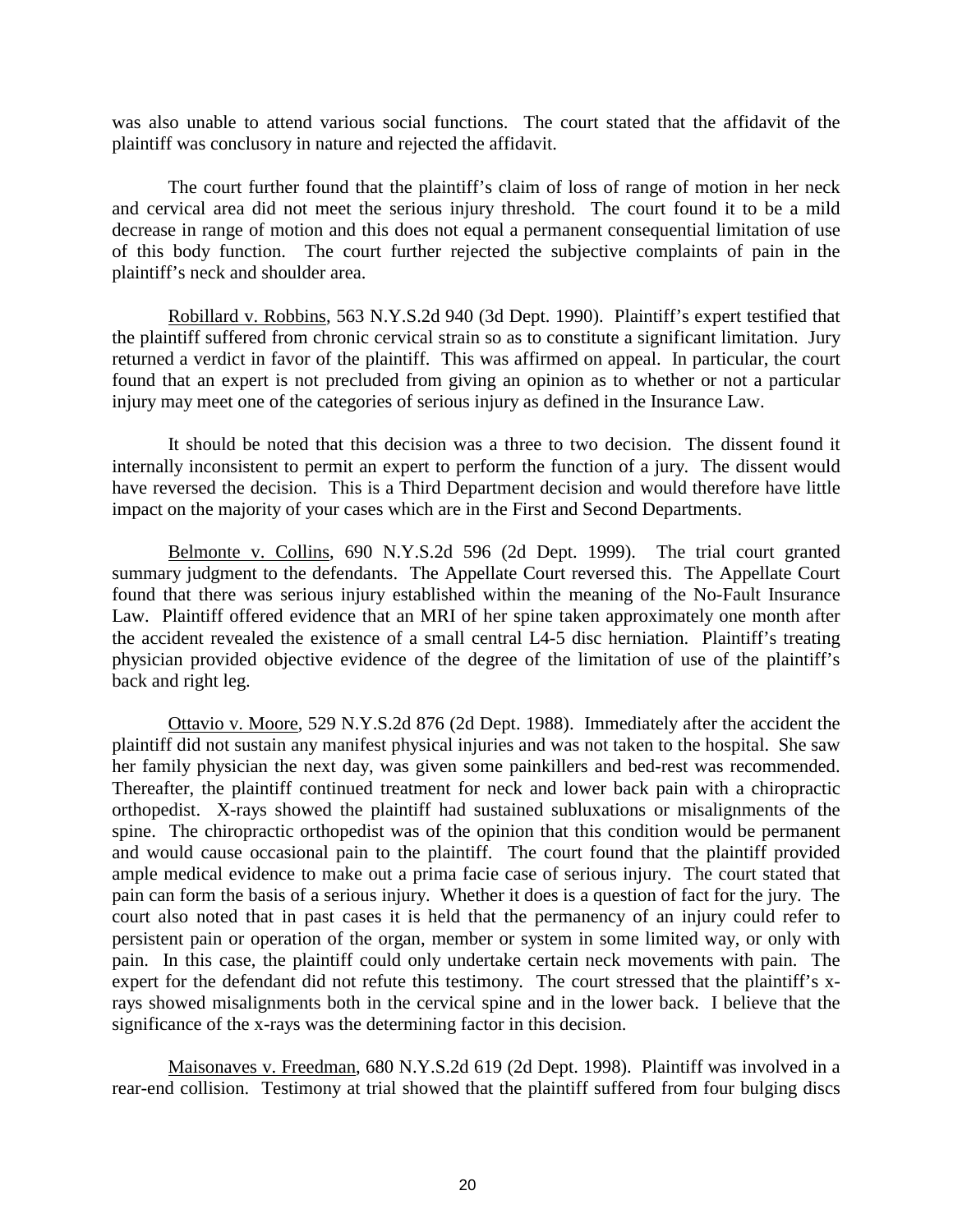was also unable to attend various social functions. The court stated that the affidavit of the plaintiff was conclusory in nature and rejected the affidavit.

The court further found that the plaintiff's claim of loss of range of motion in her neck and cervical area did not meet the serious injury threshold. The court found it to be a mild decrease in range of motion and this does not equal a permanent consequential limitation of use of this body function. The court further rejected the subjective complaints of pain in the plaintiff's neck and shoulder area.

Robillard v. Robbins, 563 N.Y.S.2d 940 (3d Dept. 1990). Plaintiff's expert testified that the plaintiff suffered from chronic cervical strain so as to constitute a significant limitation. Jury returned a verdict in favor of the plaintiff. This was affirmed on appeal. In particular, the court found that an expert is not precluded from giving an opinion as to whether or not a particular injury may meet one of the categories of serious injury as defined in the Insurance Law.

It should be noted that this decision was a three to two decision. The dissent found it internally inconsistent to permit an expert to perform the function of a jury. The dissent would have reversed the decision. This is a Third Department decision and would therefore have little impact on the majority of your cases which are in the First and Second Departments.

Belmonte v. Collins, 690 N.Y.S.2d 596 (2d Dept. 1999). The trial court granted summary judgment to the defendants. The Appellate Court reversed this. The Appellate Court found that there was serious injury established within the meaning of the No-Fault Insurance Law. Plaintiff offered evidence that an MRI of her spine taken approximately one month after the accident revealed the existence of a small central L4-5 disc herniation. Plaintiff's treating physician provided objective evidence of the degree of the limitation of use of the plaintiff's back and right leg.

Ottavio v. Moore, 529 N.Y.S.2d 876 (2d Dept. 1988). Immediately after the accident the plaintiff did not sustain any manifest physical injuries and was not taken to the hospital. She saw her family physician the next day, was given some painkillers and bed-rest was recommended. Thereafter, the plaintiff continued treatment for neck and lower back pain with a chiropractic orthopedist. X-rays showed the plaintiff had sustained subluxations or misalignments of the spine. The chiropractic orthopedist was of the opinion that this condition would be permanent and would cause occasional pain to the plaintiff. The court found that the plaintiff provided ample medical evidence to make out a prima facie case of serious injury. The court stated that pain can form the basis of a serious injury. Whether it does is a question of fact for the jury. The court also noted that in past cases it is held that the permanency of an injury could refer to persistent pain or operation of the organ, member or system in some limited way, or only with pain. In this case, the plaintiff could only undertake certain neck movements with pain. The expert for the defendant did not refute this testimony. The court stressed that the plaintiff's x-rays showed misalignments both in the cervical spine and in the lower back. I believe that the significance of the x-rays was the determining factor in this decision.

Maisonaves v. Freedman, 680 N.Y.S.2d 619 (2d Dept. 1998). Plaintiff was involved in a rear-end collision. Testimony at trial showed that the plaintiff suffered from four bulging discs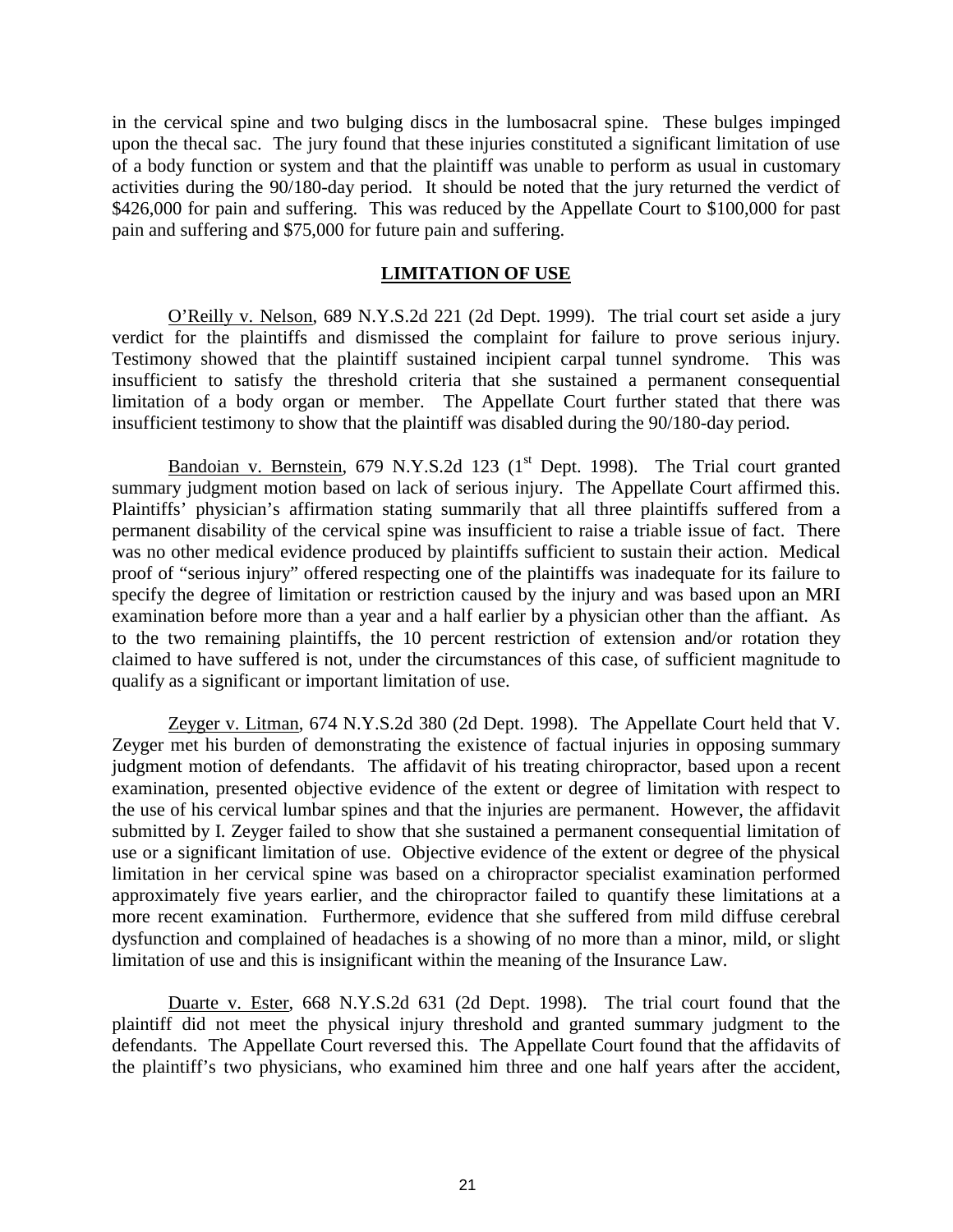in the cervical spine and two bulging discs in the lumbosacral spine. These bulges impinged upon the thecal sac. The jury found that these injuries constituted a significant limitation of use of a body function or system and that the plaintiff was unable to perform as usual in customary activities during the 90/180-day period. It should be noted that the jury returned the verdict of $426,000 for pain and suffering. This was reduced by the Appellate Court to $100,000 for past pain and suffering and $75,000 for future pain and suffering.

## LIMITATION OF USE

O'Reilly v. Nelson, 689 N.Y.S.2d 221 (2d Dept. 1999). The trial court set aside a jury verdict for the plaintiffs and dismissed the complaint for failure to prove serious injury. Testimony showed that the plaintiff sustained incipient carpal tunnel syndrome. This was insufficient to satisfy the threshold criteria that she sustained a permanent consequential limitation of a body organ or member. The Appellate Court further stated that there was insufficient testimony to show that the plaintiff was disabled during the 90/180-day period.

Bandoian v. Bernstein, 679 N.Y.S.2d 123 (1st Dept. 1998). The Trial court granted summary judgment motion based on lack of serious injury. The Appellate Court affirmed this. Plaintiffs' physician's affirmation stating summarily that all three plaintiffs suffered from a permanent disability of the cervical spine was insufficient to raise a triable issue of fact. There was no other medical evidence produced by plaintiffs sufficient to sustain their action. Medical proof of "serious injury" offered respecting one of the plaintiffs was inadequate for its failure to specify the degree of limitation or restriction caused by the injury and was based upon an MRI examination before more than a year and a half earlier by a physician other than the affiant. As to the two remaining plaintiffs, the 10 percent restriction of extension and/or rotation they claimed to have suffered is not, under the circumstances of this case, of sufficient magnitude to qualify as a significant or important limitation of use.

Zeyger v. Litman, 674 N.Y.S.2d 380 (2d Dept. 1998). The Appellate Court held that V. Zeyger met his burden of demonstrating the existence of factual injuries in opposing summary judgment motion of defendants. The affidavit of his treating chiropractor, based upon a recent examination, presented objective evidence of the extent or degree of limitation with respect to the use of his cervical lumbar spines and that the injuries are permanent. However, the affidavit submitted by I. Zeyger failed to show that she sustained a permanent consequential limitation of use or a significant limitation of use. Objective evidence of the extent or degree of the physical limitation in her cervical spine was based on a chiropractor specialist examination performed approximately five years earlier, and the chiropractor failed to quantify these limitations at a more recent examination. Furthermore, evidence that she suffered from mild diffuse cerebral dysfunction and complained of headaches is a showing of no more than a minor, mild, or slight limitation of use and this is insignificant within the meaning of the Insurance Law.

Duarte v. Ester, 668 N.Y.S.2d 631 (2d Dept. 1998). The trial court found that the plaintiff did not meet the physical injury threshold and granted summary judgment to the defendants. The Appellate Court reversed this. The Appellate Court found that the affidavits of the plaintiff's two physicians, who examined him three and one half years after the accident,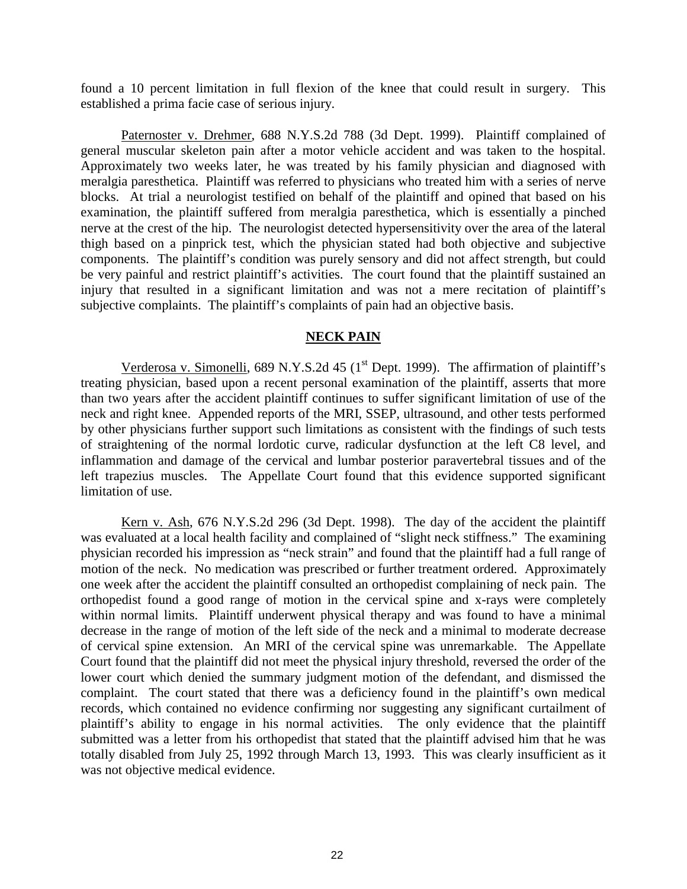found a 10 percent limitation in full flexion of the knee that could result in surgery. This established a prima facie case of serious injury.

Paternoster v. Drehmer, 688 N.Y.S.2d 788 (3d Dept. 1999). Plaintiff complained of general muscular skeleton pain after a motor vehicle accident and was taken to the hospital. Approximately two weeks later, he was treated by his family physician and diagnosed with meralgia paresthetica. Plaintiff was referred to physicians who treated him with a series of nerve blocks. At trial a neurologist testified on behalf of the plaintiff and opined that based on his examination, the plaintiff suffered from meralgia paresthetica, which is essentially a pinched nerve at the crest of the hip. The neurologist detected hypersensitivity over the area of the lateral thigh based on a pinprick test, which the physician stated had both objective and subjective components. The plaintiff's condition was purely sensory and did not affect strength, but could be very painful and restrict plaintiff's activities. The court found that the plaintiff sustained an injury that resulted in a significant limitation and was not a mere recitation of plaintiff's subjective complaints. The plaintiff's complaints of pain had an objective basis.

## NECK PAIN

Verderosa v. Simonelli, 689 N.Y.S.2d 45 (1st Dept. 1999). The affirmation of plaintiff's treating physician, based upon a recent personal examination of the plaintiff, asserts that more than two years after the accident plaintiff continues to suffer significant limitation of use of the neck and right knee. Appended reports of the MRI, SSEP, ultrasound, and other tests performed by other physicians further support such limitations as consistent with the findings of such tests of straightening of the normal lordotic curve, radicular dysfunction at the left C8 level, and inflammation and damage of the cervical and lumbar posterior paravertebral tissues and of the left trapezius muscles. The Appellate Court found that this evidence supported significant limitation of use.

Kern v. Ash, 676 N.Y.S.2d 296 (3d Dept. 1998). The day of the accident the plaintiff was evaluated at a local health facility and complained of "slight neck stiffness." The examining physician recorded his impression as "neck strain" and found that the plaintiff had a full range of motion of the neck. No medication was prescribed or further treatment ordered. Approximately one week after the accident the plaintiff consulted an orthopedist complaining of neck pain. The orthopedist found a good range of motion in the cervical spine and x-rays were completely within normal limits. Plaintiff underwent physical therapy and was found to have a minimal decrease in the range of motion of the left side of the neck and a minimal to moderate decrease of cervical spine extension. An MRI of the cervical spine was unremarkable. The Appellate Court found that the plaintiff did not meet the physical injury threshold, reversed the order of the lower court which denied the summary judgment motion of the defendant, and dismissed the complaint. The court stated that there was a deficiency found in the plaintiff's own medical records, which contained no evidence confirming nor suggesting any significant curtailment of plaintiff's ability to engage in his normal activities. The only evidence that the plaintiff submitted was a letter from his orthopedist that stated that the plaintiff advised him that he was totally disabled from July 25, 1992 through March 13, 1993. This was clearly insufficient as it was not objective medical evidence.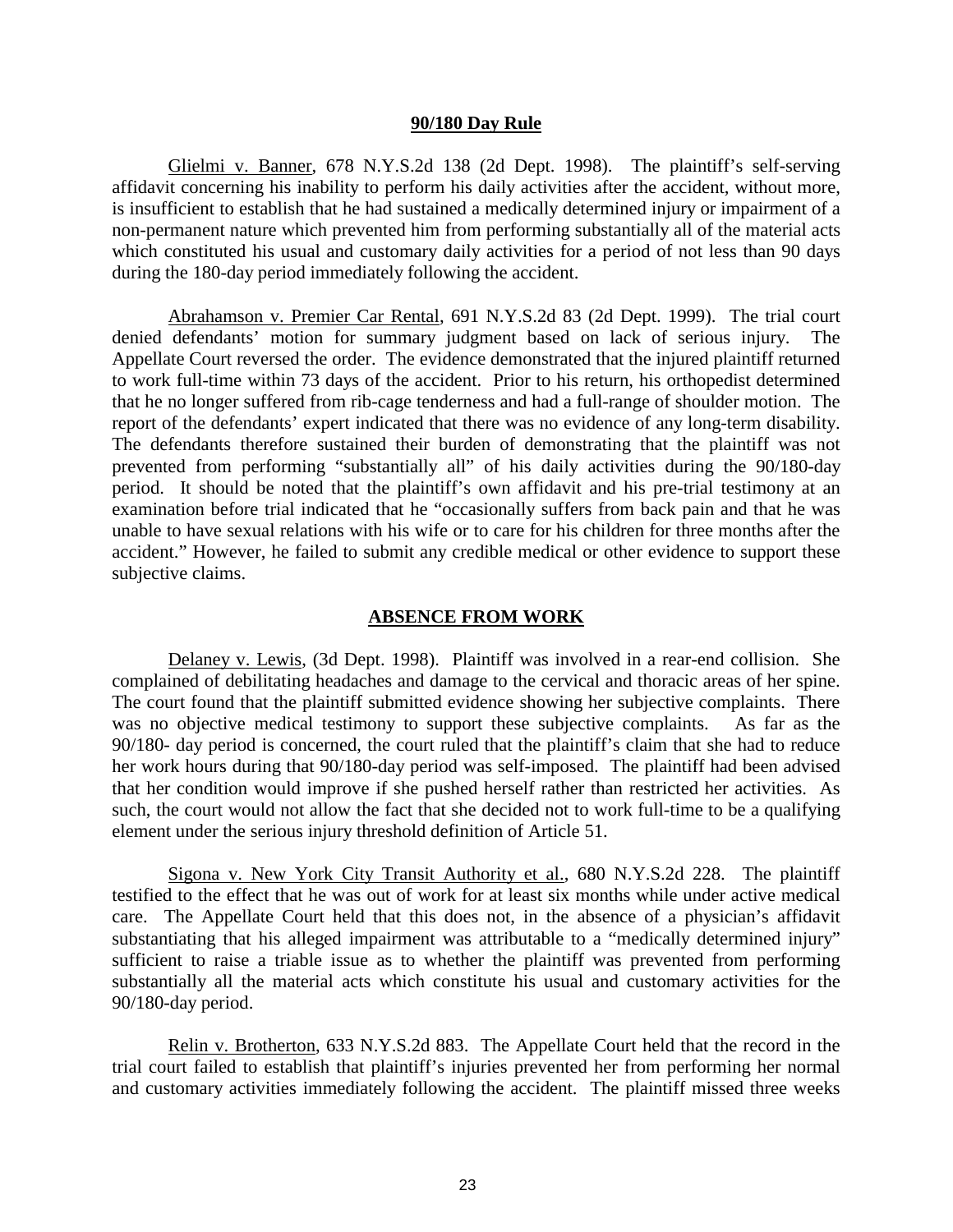## 90/180 Day Rule

Glielmi v. Banner, 678 N.Y.S.2d 138 (2d Dept. 1998). The plaintiff's self-serving affidavit concerning his inability to perform his daily activities after the accident, without more, is insufficient to establish that he had sustained a medically determined injury or impairment of a non-permanent nature which prevented him from performing substantially all of the material acts which constituted his usual and customary daily activities for a period of not less than 90 days during the 180-day period immediately following the accident.

Abrahamson v. Premier Car Rental, 691 N.Y.S.2d 83 (2d Dept. 1999). The trial court denied defendants' motion for summary judgment based on lack of serious injury. The Appellate Court reversed the order. The evidence demonstrated that the injured plaintiff returned to work full-time within 73 days of the accident. Prior to his return, his orthopedist determined that he no longer suffered from rib-cage tenderness and had a full-range of shoulder motion. The report of the defendants' expert indicated that there was no evidence of any long-term disability. The defendants therefore sustained their burden of demonstrating that the plaintiff was not prevented from performing "substantially all" of his daily activities during the 90/180-day period. It should be noted that the plaintiff's own affidavit and his pre-trial testimony at an examination before trial indicated that he "occasionally suffers from back pain and that he was unable to have sexual relations with his wife or to care for his children for three months after the accident." However, he failed to submit any credible medical or other evidence to support these subjective claims.

## ABSENCE FROM WORK

Delaney v. Lewis, (3d Dept. 1998). Plaintiff was involved in a rear-end collision. She complained of debilitating headaches and damage to the cervical and thoracic areas of her spine. The court found that the plaintiff submitted evidence showing her subjective complaints. There was no objective medical testimony to support these subjective complaints. As far as the 90/180- day period is concerned, the court ruled that the plaintiff's claim that she had to reduce her work hours during that 90/180-day period was self-imposed. The plaintiff had been advised that her condition would improve if she pushed herself rather than restricted her activities. As such, the court would not allow the fact that she decided not to work full-time to be a qualifying element under the serious injury threshold definition of Article 51.

Sigona v. New York City Transit Authority et al., 680 N.Y.S.2d 228. The plaintiff testified to the effect that he was out of work for at least six months while under active medical care. The Appellate Court held that this does not, in the absence of a physician's affidavit substantiating that his alleged impairment was attributable to a "medically determined injury" sufficient to raise a triable issue as to whether the plaintiff was prevented from performing substantially all the material acts which constitute his usual and customary activities for the 90/180-day period.

Relin v. Brotherton, 633 N.Y.S.2d 883. The Appellate Court held that the record in the trial court failed to establish that plaintiff's injuries prevented her from performing her normal and customary activities immediately following the accident. The plaintiff missed three weeks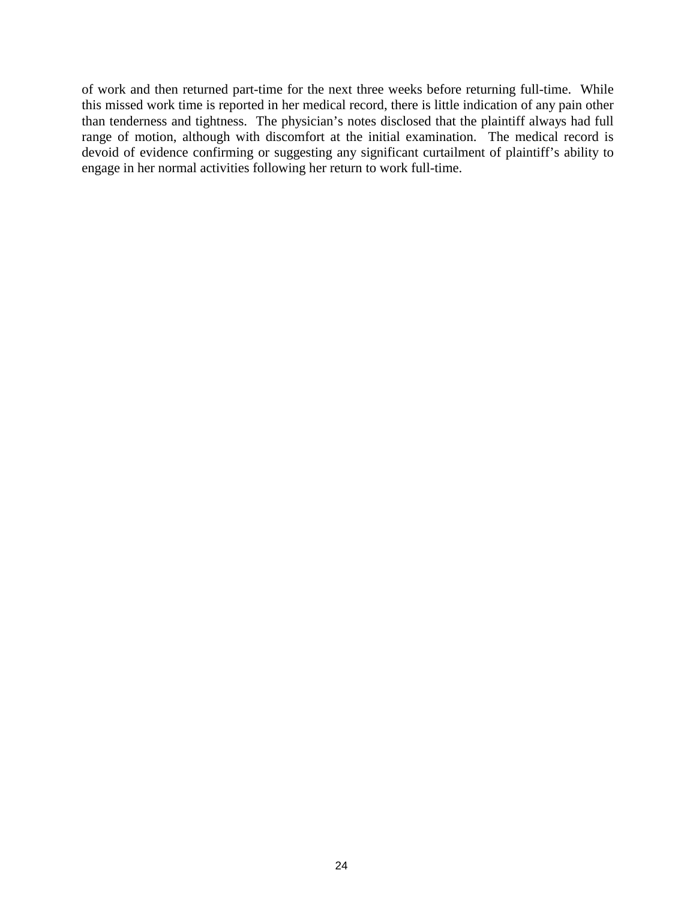of work and then returned part-time for the next three weeks before returning full-time. While this missed work time is reported in her medical record, there is little indication of any pain other than tenderness and tightness. The physician's notes disclosed that the plaintiff always had full range of motion, although with discomfort at the initial examination. The medical record is devoid of evidence confirming or suggesting any significant curtailment of plaintiff's ability to engage in her normal activities following her return to work full-time.